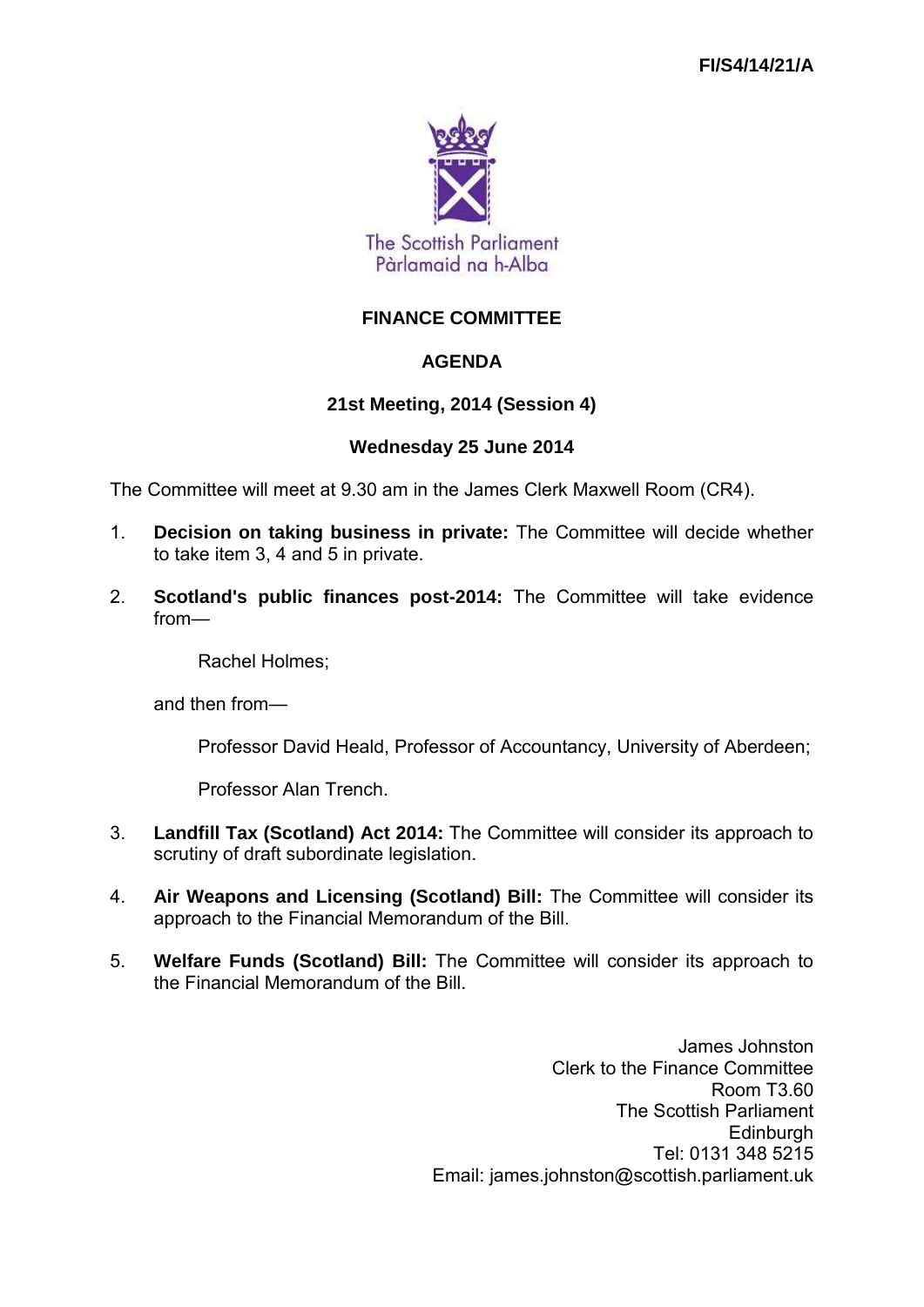FI/S4/14/21/A

The Scottish Parliament
Pàrlamaid na h-Alba

# FINANCE COMMITTEE

## AGENDA

### 21st Meeting, 2014 (Session 4)

### Wednesday 25 June 2014

The Committee will meet at 9.30 am in the James Clerk Maxwell Room (CR4).

1. **Decision on taking business in private:** The Committee will decide whether to take item 3, 4 and 5 in private.

2. **Scotland's public finances post-2014:** The Committee will take evidence from—

   Rachel Holmes;

   and then from—

   Professor David Heald, Professor of Accountancy, University of Aberdeen;

   Professor Alan Trench.

3. **Landfill Tax (Scotland) Act 2014:** The Committee will consider its approach to scrutiny of draft subordinate legislation.

4. **Air Weapons and Licensing (Scotland) Bill:** The Committee will consider its approach to the Financial Memorandum of the Bill.

5. **Welfare Funds (Scotland) Bill:** The Committee will consider its approach to the Financial Memorandum of the Bill.

James Johnston
Clerk to the Finance Committee
Room T3.60
The Scottish Parliament
Edinburgh
Tel: 0131 348 5215
Email: james.johnston@scottish.parliament.uk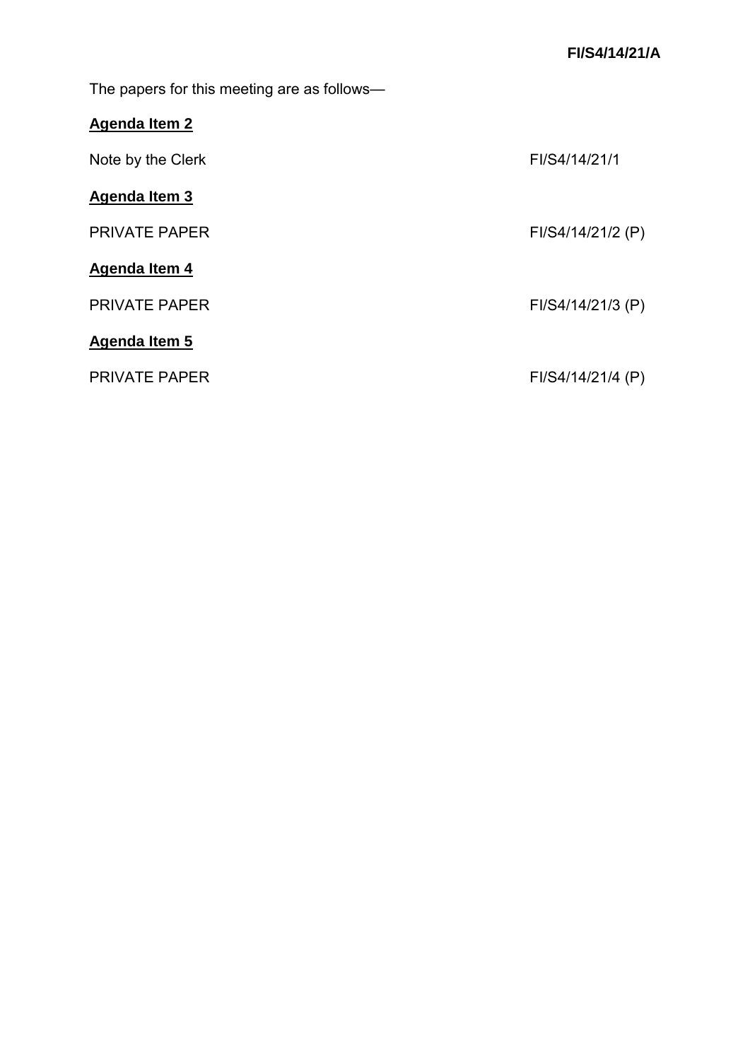**FI/S4/14/21/A**

The papers for this meeting are as follows—

**Agenda Item 2**

Note by the Clerk FI/S4/14/21/1

**Agenda Item 3**

PRIVATE PAPER FI/S4/14/21/2 (P)

**Agenda Item 4**

PRIVATE PAPER FI/S4/14/21/3 (P)

**Agenda Item 5**

PRIVATE PAPER FI/S4/14/21/4 (P)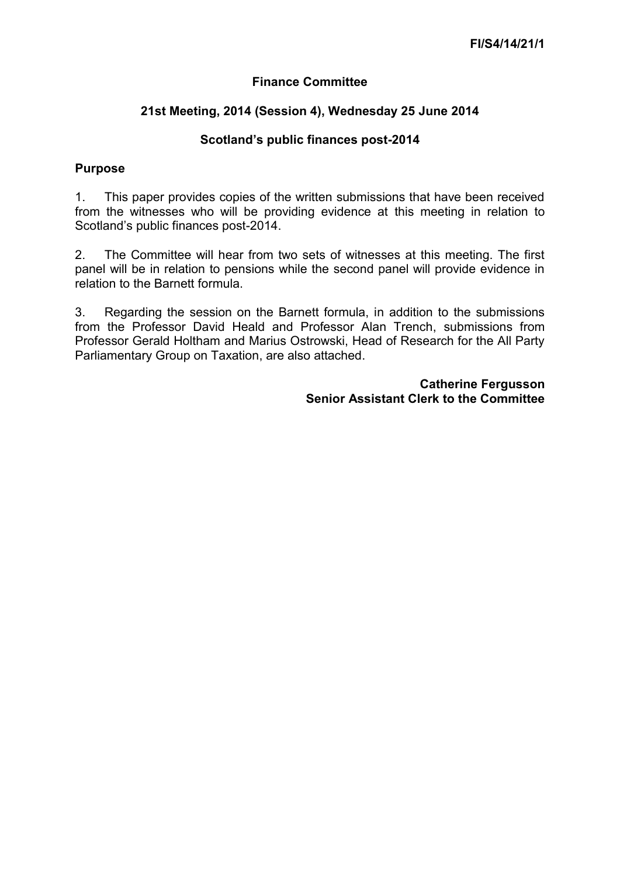FI/S4/14/21/1

# Finance Committee

## 21st Meeting, 2014 (Session 4), Wednesday 25 June 2014

## Scotland's public finances post-2014

### Purpose

1. This paper provides copies of the written submissions that have been received from the witnesses who will be providing evidence at this meeting in relation to Scotland's public finances post-2014.

2. The Committee will hear from two sets of witnesses at this meeting. The first panel will be in relation to pensions while the second panel will provide evidence in relation to the Barnett formula.

3. Regarding the session on the Barnett formula, in addition to the submissions from the Professor David Heald and Professor Alan Trench, submissions from Professor Gerald Holtham and Marius Ostrowski, Head of Research for the All Party Parliamentary Group on Taxation, are also attached.

**Catherine Fergusson**
**Senior Assistant Clerk to the Committee**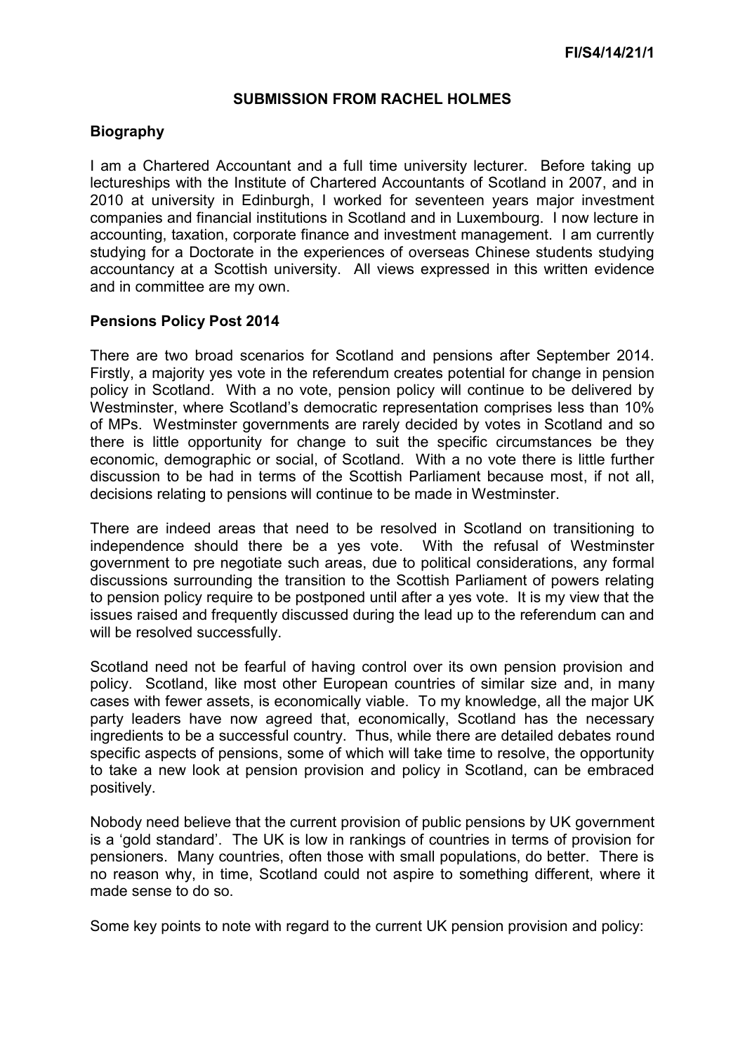# SUBMISSION FROM RACHEL HOLMES

## Biography

I am a Chartered Accountant and a full time university lecturer. Before taking up lectureships with the Institute of Chartered Accountants of Scotland in 2007, and in 2010 at university in Edinburgh, I worked for seventeen years major investment companies and financial institutions in Scotland and in Luxembourg. I now lecture in accounting, taxation, corporate finance and investment management. I am currently studying for a Doctorate in the experiences of overseas Chinese students studying accountancy at a Scottish university. All views expressed in this written evidence and in committee are my own.

## Pensions Policy Post 2014

There are two broad scenarios for Scotland and pensions after September 2014. Firstly, a majority yes vote in the referendum creates potential for change in pension policy in Scotland. With a no vote, pension policy will continue to be delivered by Westminster, where Scotland's democratic representation comprises less than 10% of MPs. Westminster governments are rarely decided by votes in Scotland and so there is little opportunity for change to suit the specific circumstances be they economic, demographic or social, of Scotland. With a no vote there is little further discussion to be had in terms of the Scottish Parliament because most, if not all, decisions relating to pensions will continue to be made in Westminster.

There are indeed areas that need to be resolved in Scotland on transitioning to independence should there be a yes vote. With the refusal of Westminster government to pre negotiate such areas, due to political considerations, any formal discussions surrounding the transition to the Scottish Parliament of powers relating to pension policy require to be postponed until after a yes vote. It is my view that the issues raised and frequently discussed during the lead up to the referendum can and will be resolved successfully.

Scotland need not be fearful of having control over its own pension provision and policy. Scotland, like most other European countries of similar size and, in many cases with fewer assets, is economically viable. To my knowledge, all the major UK party leaders have now agreed that, economically, Scotland has the necessary ingredients to be a successful country. Thus, while there are detailed debates round specific aspects of pensions, some of which will take time to resolve, the opportunity to take a new look at pension provision and policy in Scotland, can be embraced positively.

Nobody need believe that the current provision of public pensions by UK government is a 'gold standard'. The UK is low in rankings of countries in terms of provision for pensioners. Many countries, often those with small populations, do better. There is no reason why, in time, Scotland could not aspire to something different, where it made sense to do so.

Some key points to note with regard to the current UK pension provision and policy: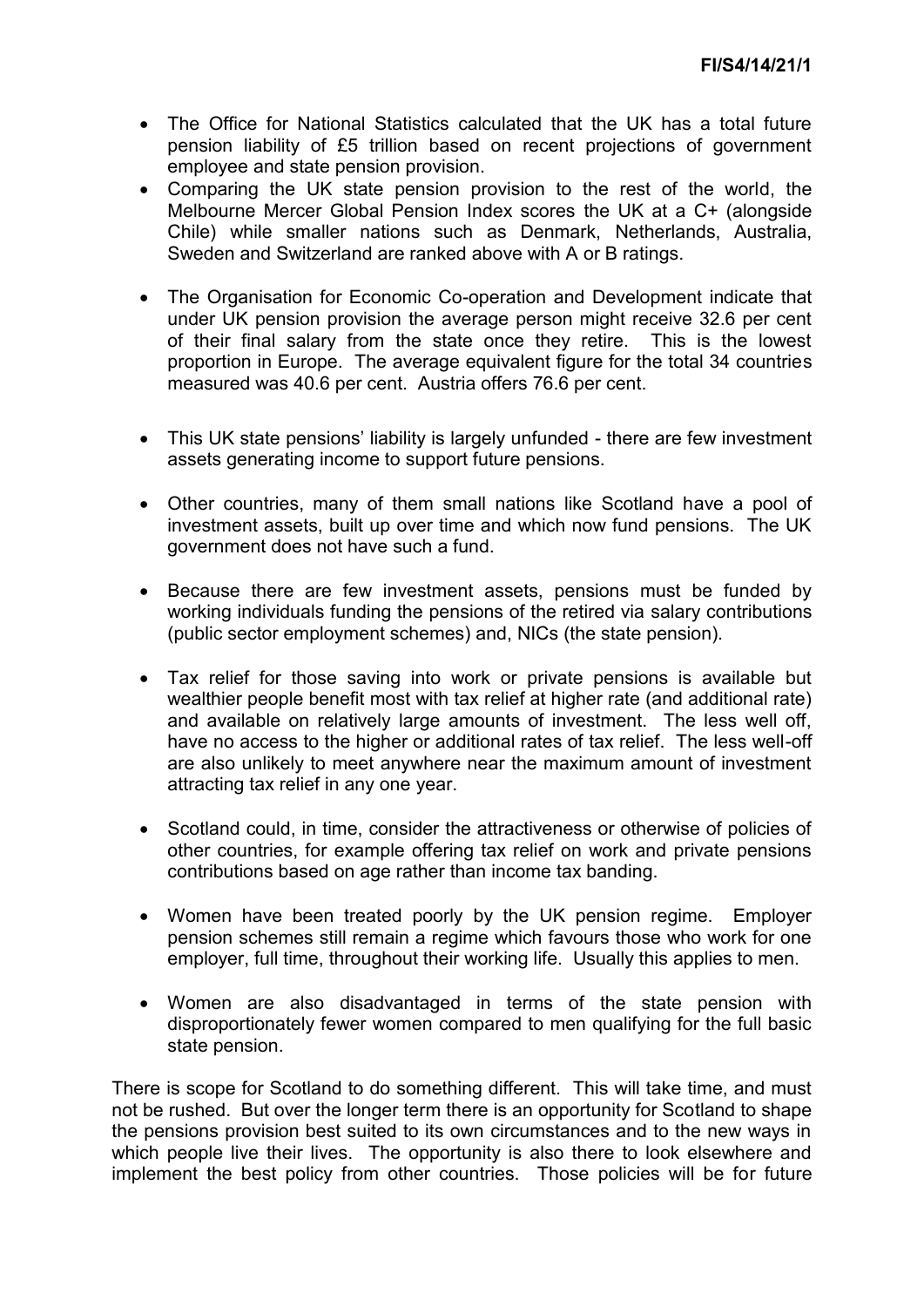- The Office for National Statistics calculated that the UK has a total future pension liability of £5 trillion based on recent projections of government employee and state pension provision.
- Comparing the UK state pension provision to the rest of the world, the Melbourne Mercer Global Pension Index scores the UK at a C+ (alongside Chile) while smaller nations such as Denmark, Netherlands, Australia, Sweden and Switzerland are ranked above with A or B ratings.
- The Organisation for Economic Co-operation and Development indicate that under UK pension provision the average person might receive 32.6 per cent of their final salary from the state once they retire. This is the lowest proportion in Europe. The average equivalent figure for the total 34 countries measured was 40.6 per cent. Austria offers 76.6 per cent.
- This UK state pensions' liability is largely unfunded - there are few investment assets generating income to support future pensions.
- Other countries, many of them small nations like Scotland have a pool of investment assets, built up over time and which now fund pensions. The UK government does not have such a fund.
- Because there are few investment assets, pensions must be funded by working individuals funding the pensions of the retired via salary contributions (public sector employment schemes) and, NICs (the state pension).
- Tax relief for those saving into work or private pensions is available but wealthier people benefit most with tax relief at higher rate (and additional rate) and available on relatively large amounts of investment. The less well off, have no access to the higher or additional rates of tax relief. The less well-off are also unlikely to meet anywhere near the maximum amount of investment attracting tax relief in any one year.
- Scotland could, in time, consider the attractiveness or otherwise of policies of other countries, for example offering tax relief on work and private pensions contributions based on age rather than income tax banding.
- Women have been treated poorly by the UK pension regime. Employer pension schemes still remain a regime which favours those who work for one employer, full time, throughout their working life. Usually this applies to men.
- Women are also disadvantaged in terms of the state pension with disproportionately fewer women compared to men qualifying for the full basic state pension.

There is scope for Scotland to do something different. This will take time, and must not be rushed. But over the longer term there is an opportunity for Scotland to shape the pensions provision best suited to its own circumstances and to the new ways in which people live their lives. The opportunity is also there to look elsewhere and implement the best policy from other countries. Those policies will be for future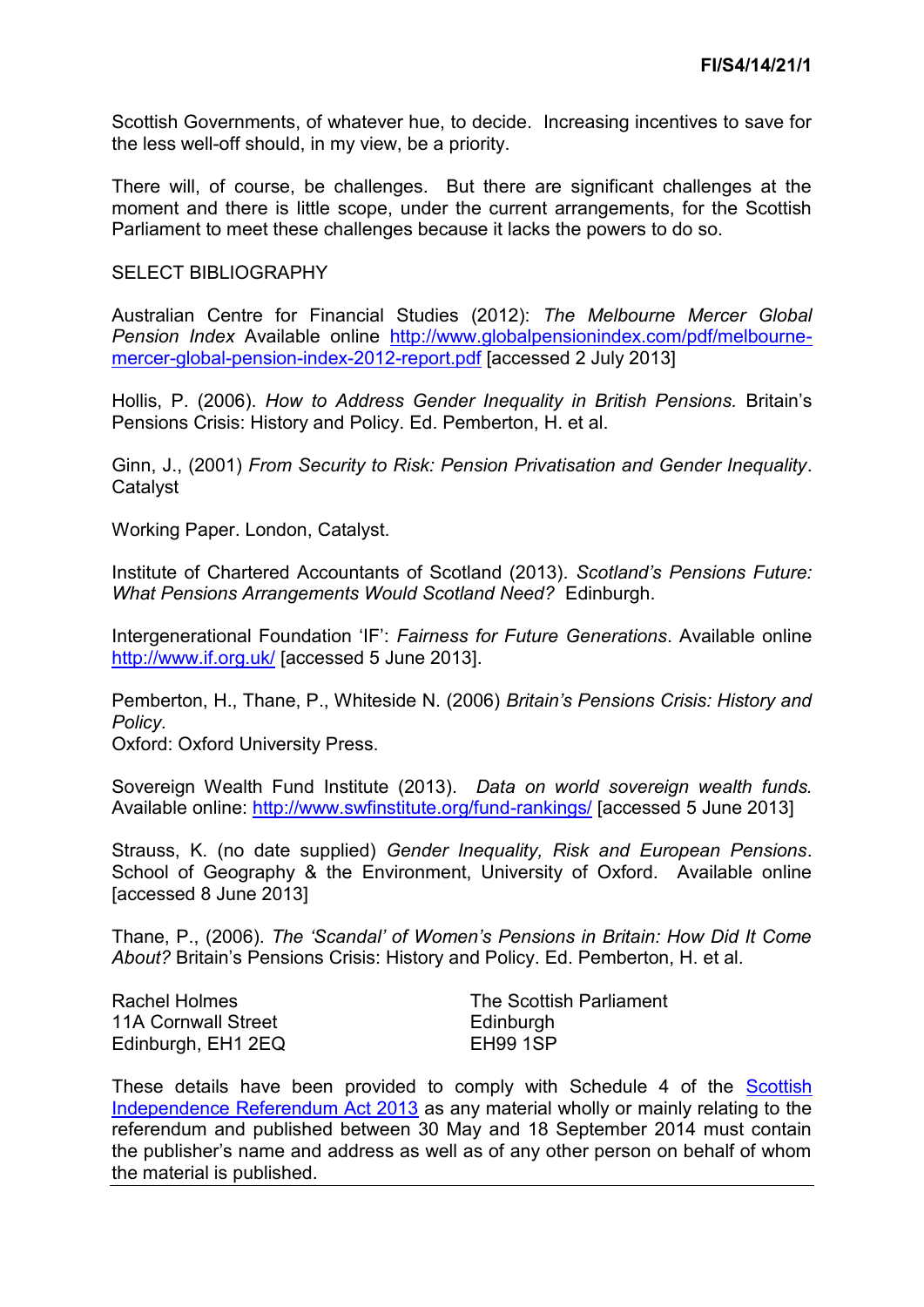Scottish Governments, of whatever hue, to decide. Increasing incentives to save for the less well-off should, in my view, be a priority.

There will, of course, be challenges. But there are significant challenges at the moment and there is little scope, under the current arrangements, for the Scottish Parliament to meet these challenges because it lacks the powers to do so.

SELECT BIBLIOGRAPHY

Australian Centre for Financial Studies (2012): *The Melbourne Mercer Global Pension Index* Available online [http://www.globalpensionindex.com/pdf/melbourne-mercer-global-pension-index-2012-report.pdf](http://www.globalpensionindex.com/pdf/melbourne-mercer-global-pension-index-2012-report.pdf) [accessed 2 July 2013]

Hollis, P. (2006). *How to Address Gender Inequality in British Pensions*. Britain's Pensions Crisis: History and Policy. Ed. Pemberton, H. et al.

Ginn, J., (2001) *From Security to Risk: Pension Privatisation and Gender Inequality*. Catalyst

Working Paper. London, Catalyst.

Institute of Chartered Accountants of Scotland (2013). *Scotland's Pensions Future: What Pensions Arrangements Would Scotland Need?* Edinburgh.

Intergenerational Foundation 'IF': *Fairness for Future Generations*. Available online [http://www.if.org.uk/](http://www.if.org.uk/) [accessed 5 June 2013].

Pemberton, H., Thane, P., Whiteside N. (2006) *Britain's Pensions Crisis: History and Policy.*
Oxford: Oxford University Press.

Sovereign Wealth Fund Institute (2013). *Data on world sovereign wealth funds*. Available online: [http://www.swfinstitute.org/fund-rankings/](http://www.swfinstitute.org/fund-rankings/) [accessed 5 June 2013]

Strauss, K. (no date supplied) *Gender Inequality, Risk and European Pensions*. School of Geography & the Environment, University of Oxford. Available online [accessed 8 June 2013]

Thane, P., (2006). *The 'Scandal' of Women's Pensions in Britain: How Did It Come About?* Britain's Pensions Crisis: History and Policy. Ed. Pemberton, H. et al.

Rachel Holmes
11A Cornwall Street
Edinburgh, EH1 2EQ

The Scottish Parliament
Edinburgh
EH99 1SP

These details have been provided to comply with Schedule 4 of the [Scottish Independence Referendum Act 2013](Scottish Independence Referendum Act 2013) as any material wholly or mainly relating to the referendum and published between 30 May and 18 September 2014 must contain the publisher's name and address as well as of any other person on behalf of whom the material is published.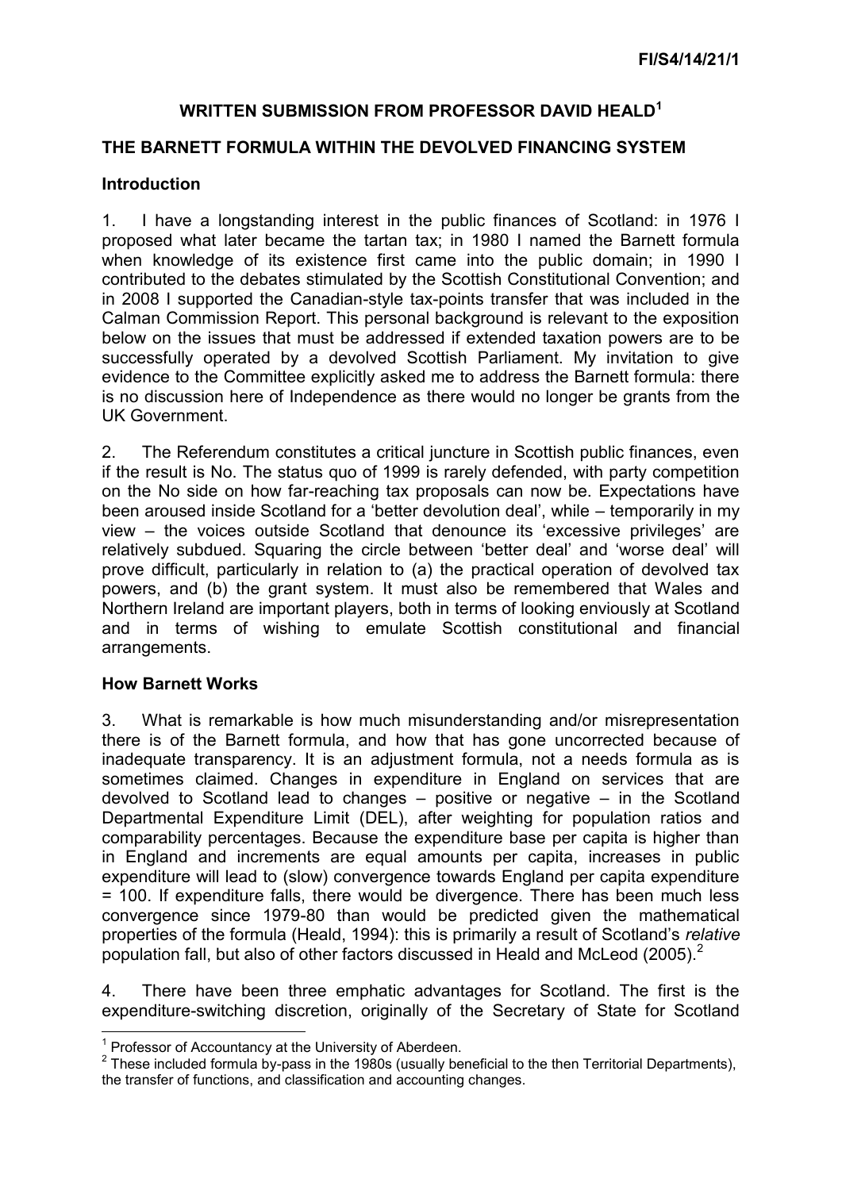FI/S4/14/21/1

## WRITTEN SUBMISSION FROM PROFESSOR DAVID HEALD[1]

### THE BARNETT FORMULA WITHIN THE DEVOLVED FINANCING SYSTEM

#### Introduction

1. I have a longstanding interest in the public finances of Scotland: in 1976 I proposed what later became the tartan tax; in 1980 I named the Barnett formula when knowledge of its existence first came into the public domain; in 1990 I contributed to the debates stimulated by the Scottish Constitutional Convention; and in 2008 I supported the Canadian-style tax-points transfer that was included in the Calman Commission Report. This personal background is relevant to the exposition below on the issues that must be addressed if extended taxation powers are to be successfully operated by a devolved Scottish Parliament. My invitation to give evidence to the Committee explicitly asked me to address the Barnett formula: there is no discussion here of Independence as there would no longer be grants from the UK Government.

2. The Referendum constitutes a critical juncture in Scottish public finances, even if the result is No. The status quo of 1999 is rarely defended, with party competition on the No side on how far-reaching tax proposals can now be. Expectations have been aroused inside Scotland for a 'better devolution deal', while – temporarily in my view – the voices outside Scotland that denounce its 'excessive privileges' are relatively subdued. Squaring the circle between 'better deal' and 'worse deal' will prove difficult, particularly in relation to (a) the practical operation of devolved tax powers, and (b) the grant system. It must also be remembered that Wales and Northern Ireland are important players, both in terms of looking enviously at Scotland and in terms of wishing to emulate Scottish constitutional and financial arrangements.

#### How Barnett Works

3. What is remarkable is how much misunderstanding and/or misrepresentation there is of the Barnett formula, and how that has gone uncorrected because of inadequate transparency. It is an adjustment formula, not a needs formula as is sometimes claimed. Changes in expenditure in England on services that are devolved to Scotland lead to changes – positive or negative – in the Scotland Departmental Expenditure Limit (DEL), after weighting for population ratios and comparability percentages. Because the expenditure base per capita is higher than in England and increments are equal amounts per capita, increases in public expenditure will lead to (slow) convergence towards England per capita expenditure = 100. If expenditure falls, there would be divergence. There has been much less convergence since 1979-80 than would be predicted given the mathematical properties of the formula (Heald, 1994): this is primarily a result of Scotland's *relative* population fall, but also of other factors discussed in Heald and McLeod (2005).[2]

4. There have been three emphatic advantages for Scotland. The first is the expenditure-switching discretion, originally of the Secretary of State for Scotland

---

[1] Professor of Accountancy at the University of Aberdeen.

[2] These included formula by-pass in the 1980s (usually beneficial to the then Territorial Departments), the transfer of functions, and classification and accounting changes.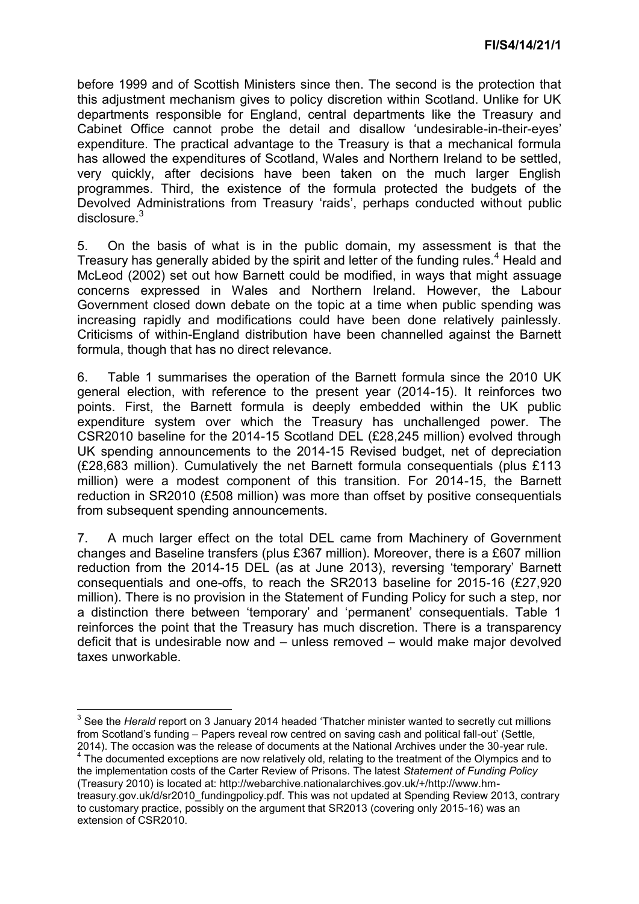before 1999 and of Scottish Ministers since then. The second is the protection that this adjustment mechanism gives to policy discretion within Scotland. Unlike for UK departments responsible for England, central departments like the Treasury and Cabinet Office cannot probe the detail and disallow 'undesirable-in-their-eyes' expenditure. The practical advantage to the Treasury is that a mechanical formula has allowed the expenditures of Scotland, Wales and Northern Ireland to be settled, very quickly, after decisions have been taken on the much larger English programmes. Third, the existence of the formula protected the budgets of the Devolved Administrations from Treasury 'raids', perhaps conducted without public disclosure.[3]

5. On the basis of what is in the public domain, my assessment is that the Treasury has generally abided by the spirit and letter of the funding rules.[4] Heald and McLeod (2002) set out how Barnett could be modified, in ways that might assuage concerns expressed in Wales and Northern Ireland. However, the Labour Government closed down debate on the topic at a time when public spending was increasing rapidly and modifications could have been done relatively painlessly. Criticisms of within-England distribution have been channelled against the Barnett formula, though that has no direct relevance.

6. Table 1 summarises the operation of the Barnett formula since the 2010 UK general election, with reference to the present year (2014-15). It reinforces two points. First, the Barnett formula is deeply embedded within the UK public expenditure system over which the Treasury has unchallenged power. The CSR2010 baseline for the 2014-15 Scotland DEL (£28,245 million) evolved through UK spending announcements to the 2014-15 Revised budget, net of depreciation (£28,683 million). Cumulatively the net Barnett formula consequentials (plus £113 million) were a modest component of this transition. For 2014-15, the Barnett reduction in SR2010 (£508 million) was more than offset by positive consequentials from subsequent spending announcements.

7. A much larger effect on the total DEL came from Machinery of Government changes and Baseline transfers (plus £367 million). Moreover, there is a £607 million reduction from the 2014-15 DEL (as at June 2013), reversing 'temporary' Barnett consequentials and one-offs, to reach the SR2013 baseline for 2015-16 (£27,920 million). There is no provision in the Statement of Funding Policy for such a step, nor a distinction there between 'temporary' and 'permanent' consequentials. Table 1 reinforces the point that the Treasury has much discretion. There is a transparency deficit that is undesirable now and – unless removed – would make major devolved taxes unworkable.

---

[3] See the *Herald* report on 3 January 2014 headed 'Thatcher minister wanted to secretly cut millions from Scotland's funding – Papers reveal row centred on saving cash and political fall-out' (Settle, 2014). The occasion was the release of documents at the National Archives under the 30-year rule.

[4] The documented exceptions are now relatively old, relating to the treatment of the Olympics and to the implementation costs of the Carter Review of Prisons. The latest *Statement of Funding Policy* (Treasury 2010) is located at: http://webarchive.nationalarchives.gov.uk/+/http://www.hm-treasury.gov.uk/d/sr2010_fundingpolicy.pdf. This was not updated at Spending Review 2013, contrary to customary practice, possibly on the argument that SR2013 (covering only 2015-16) was an extension of CSR2010.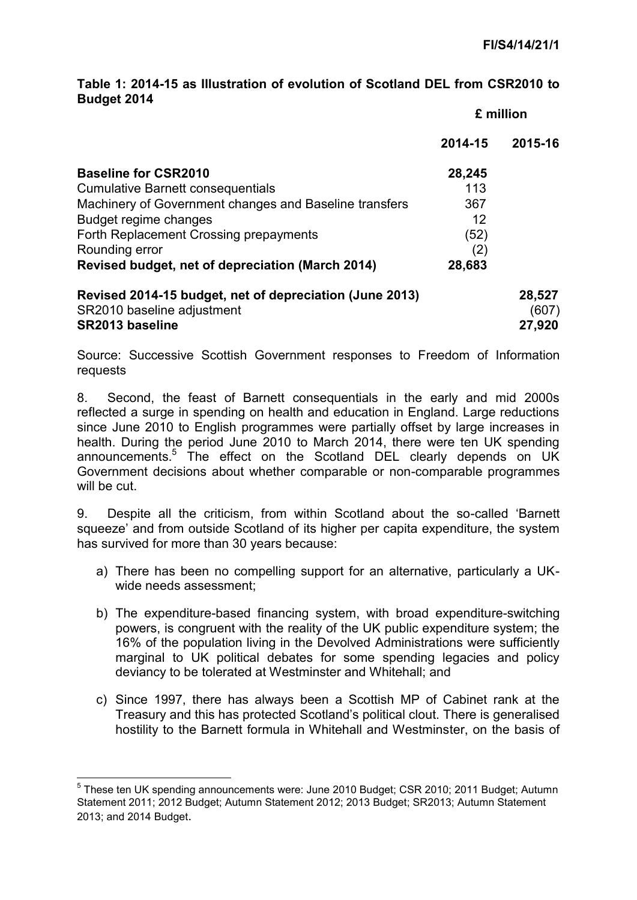**Table 1: 2014-15 as Illustration of evolution of Scotland DEL from CSR2010 to Budget 2014**

| | £ million | |
|---|---|---|
| | **2014-15** | **2015-16** |
| **Baseline for CSR2010** | **28,245** | |
| Cumulative Barnett consequentials | 113 | |
| Machinery of Government changes and Baseline transfers | 367 | |
| Budget regime changes | 12 | |
| Forth Replacement Crossing prepayments | (52) | |
| Rounding error | (2) | |
| **Revised budget, net of depreciation (March 2014)** | **28,683** | |
| **Revised 2014-15 budget, net of depreciation (June 2013)** | | **28,527** |
| SR2010 baseline adjustment | | (607) |
| **SR2013 baseline** | | **27,920** |

Source: Successive Scottish Government responses to Freedom of Information requests

8. Second, the feast of Barnett consequentials in the early and mid 2000s reflected a surge in spending on health and education in England. Large reductions since June 2010 to English programmes were partially offset by large increases in health. During the period June 2010 to March 2014, there were ten UK spending announcements.[5] The effect on the Scotland DEL clearly depends on UK Government decisions about whether comparable or non-comparable programmes will be cut.

9. Despite all the criticism, from within Scotland about the so-called 'Barnett squeeze' and from outside Scotland of its higher per capita expenditure, the system has survived for more than 30 years because:

a) There has been no compelling support for an alternative, particularly a UK-wide needs assessment;

b) The expenditure-based financing system, with broad expenditure-switching powers, is congruent with the reality of the UK public expenditure system; the 16% of the population living in the Devolved Administrations were sufficiently marginal to UK political debates for some spending legacies and policy deviancy to be tolerated at Westminster and Whitehall; and

c) Since 1997, there has always been a Scottish MP of Cabinet rank at the Treasury and this has protected Scotland's political clout. There is generalised hostility to the Barnett formula in Whitehall and Westminster, on the basis of

---

[5] These ten UK spending announcements were: June 2010 Budget; CSR 2010; 2011 Budget; Autumn Statement 2011; 2012 Budget; Autumn Statement 2012; 2013 Budget; SR2013; Autumn Statement 2013; and 2014 Budget.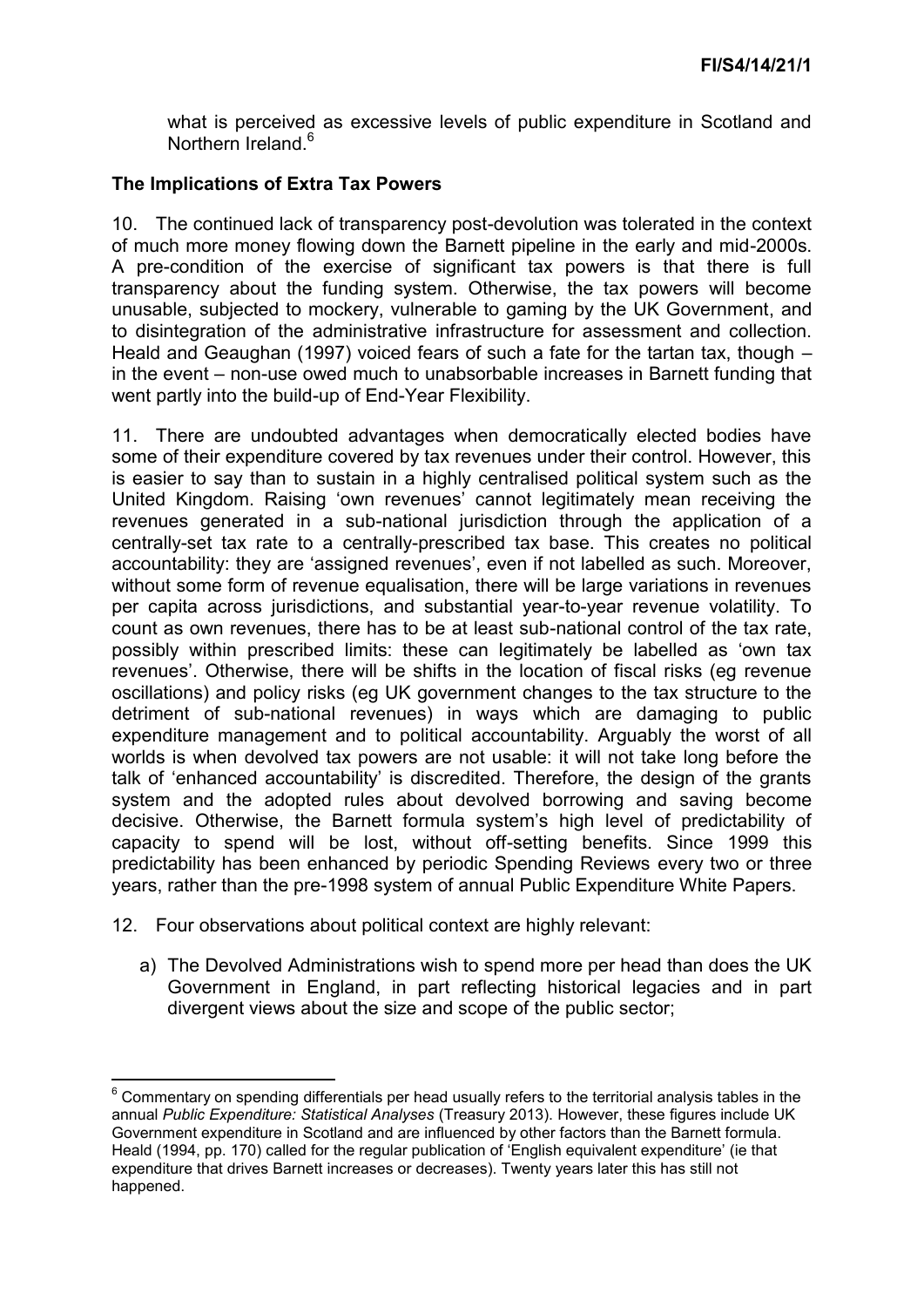what is perceived as excessive levels of public expenditure in Scotland and Northern Ireland.[6]

**The Implications of Extra Tax Powers**

10. The continued lack of transparency post-devolution was tolerated in the context of much more money flowing down the Barnett pipeline in the early and mid-2000s. A pre-condition of the exercise of significant tax powers is that there is full transparency about the funding system. Otherwise, the tax powers will become unusable, subjected to mockery, vulnerable to gaming by the UK Government, and to disintegration of the administrative infrastructure for assessment and collection. Heald and Geaughan (1997) voiced fears of such a fate for the tartan tax, though – in the event – non-use owed much to unabsorbable increases in Barnett funding that went partly into the build-up of End-Year Flexibility.

11. There are undoubted advantages when democratically elected bodies have some of their expenditure covered by tax revenues under their control. However, this is easier to say than to sustain in a highly centralised political system such as the United Kingdom. Raising 'own revenues' cannot legitimately mean receiving the revenues generated in a sub-national jurisdiction through the application of a centrally-set tax rate to a centrally-prescribed tax base. This creates no political accountability: they are 'assigned revenues', even if not labelled as such. Moreover, without some form of revenue equalisation, there will be large variations in revenues per capita across jurisdictions, and substantial year-to-year revenue volatility. To count as own revenues, there has to be at least sub-national control of the tax rate, possibly within prescribed limits: these can legitimately be labelled as 'own tax revenues'. Otherwise, there will be shifts in the location of fiscal risks (eg revenue oscillations) and policy risks (eg UK government changes to the tax structure to the detriment of sub-national revenues) in ways which are damaging to public expenditure management and to political accountability. Arguably the worst of all worlds is when devolved tax powers are not usable: it will not take long before the talk of 'enhanced accountability' is discredited. Therefore, the design of the grants system and the adopted rules about devolved borrowing and saving become decisive. Otherwise, the Barnett formula system's high level of predictability of capacity to spend will be lost, without off-setting benefits. Since 1999 this predictability has been enhanced by periodic Spending Reviews every two or three years, rather than the pre-1998 system of annual Public Expenditure White Papers.

12. Four observations about political context are highly relevant:

a) The Devolved Administrations wish to spend more per head than does the UK Government in England, in part reflecting historical legacies and in part divergent views about the size and scope of the public sector;

---

[6] Commentary on spending differentials per head usually refers to the territorial analysis tables in the annual *Public Expenditure: Statistical Analyses* (Treasury 2013). However, these figures include UK Government expenditure in Scotland and are influenced by other factors than the Barnett formula. Heald (1994, pp. 170) called for the regular publication of 'English equivalent expenditure' (ie that expenditure that drives Barnett increases or decreases). Twenty years later this has still not happened.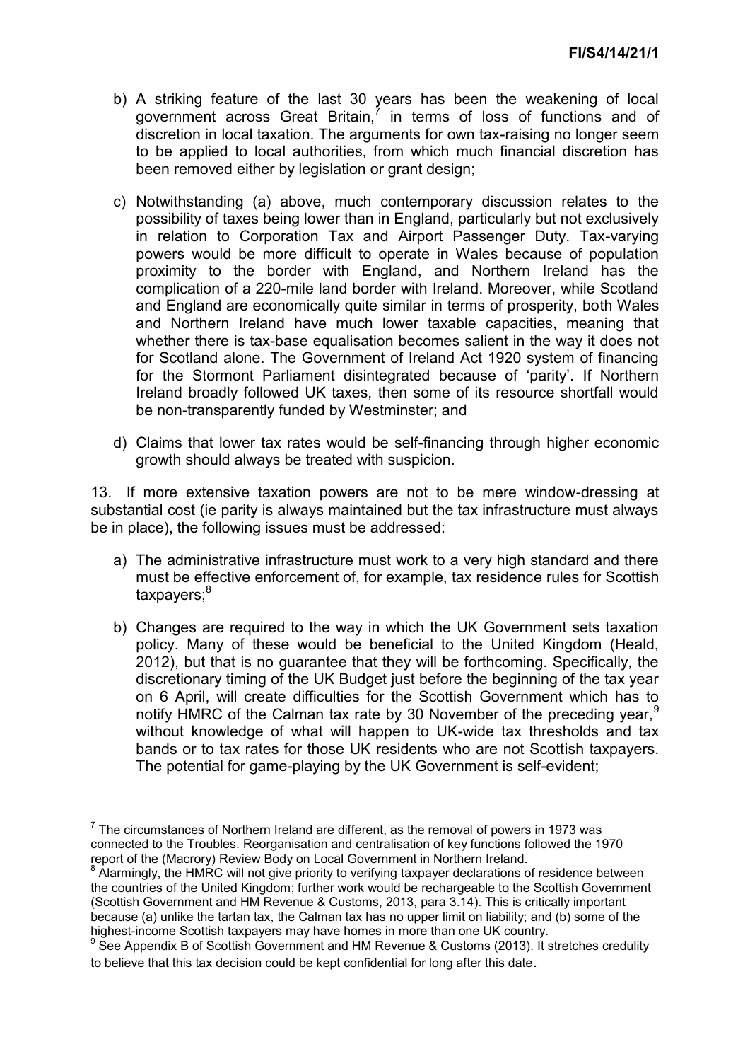b) A striking feature of the last 30 years has been the weakening of local government across Great Britain,[7] in terms of loss of functions and of discretion in local taxation. The arguments for own tax-raising no longer seem to be applied to local authorities, from which much financial discretion has been removed either by legislation or grant design;

c) Notwithstanding (a) above, much contemporary discussion relates to the possibility of taxes being lower than in England, particularly but not exclusively in relation to Corporation Tax and Airport Passenger Duty. Tax-varying powers would be more difficult to operate in Wales because of population proximity to the border with England, and Northern Ireland has the complication of a 220-mile land border with Ireland. Moreover, while Scotland and England are economically quite similar in terms of prosperity, both Wales and Northern Ireland have much lower taxable capacities, meaning that whether there is tax-base equalisation becomes salient in the way it does not for Scotland alone. The Government of Ireland Act 1920 system of financing for the Stormont Parliament disintegrated because of 'parity'. If Northern Ireland broadly followed UK taxes, then some of its resource shortfall would be non-transparently funded by Westminster; and

d) Claims that lower tax rates would be self-financing through higher economic growth should always be treated with suspicion.

13. If more extensive taxation powers are not to be mere window-dressing at substantial cost (ie parity is always maintained but the tax infrastructure must always be in place), the following issues must be addressed:

a) The administrative infrastructure must work to a very high standard and there must be effective enforcement of, for example, tax residence rules for Scottish taxpayers;[8]

b) Changes are required to the way in which the UK Government sets taxation policy. Many of these would be beneficial to the United Kingdom (Heald, 2012), but that is no guarantee that they will be forthcoming. Specifically, the discretionary timing of the UK Budget just before the beginning of the tax year on 6 April, will create difficulties for the Scottish Government which has to notify HMRC of the Calman tax rate by 30 November of the preceding year,[9] without knowledge of what will happen to UK-wide tax thresholds and tax bands or to tax rates for those UK residents who are not Scottish taxpayers. The potential for game-playing by the UK Government is self-evident;

---

[7] The circumstances of Northern Ireland are different, as the removal of powers in 1973 was connected to the Troubles. Reorganisation and centralisation of key functions followed the 1970 report of the (Macrory) Review Body on Local Government in Northern Ireland.

[8] Alarmingly, the HMRC will not give priority to verifying taxpayer declarations of residence between the countries of the United Kingdom; further work would be rechargeable to the Scottish Government (Scottish Government and HM Revenue & Customs, 2013, para 3.14). This is critically important because (a) unlike the tartan tax, the Calman tax has no upper limit on liability; and (b) some of the highest-income Scottish taxpayers may have homes in more than one UK country.

[9] See Appendix B of Scottish Government and HM Revenue & Customs (2013). It stretches credulity to believe that this tax decision could be kept confidential for long after this date.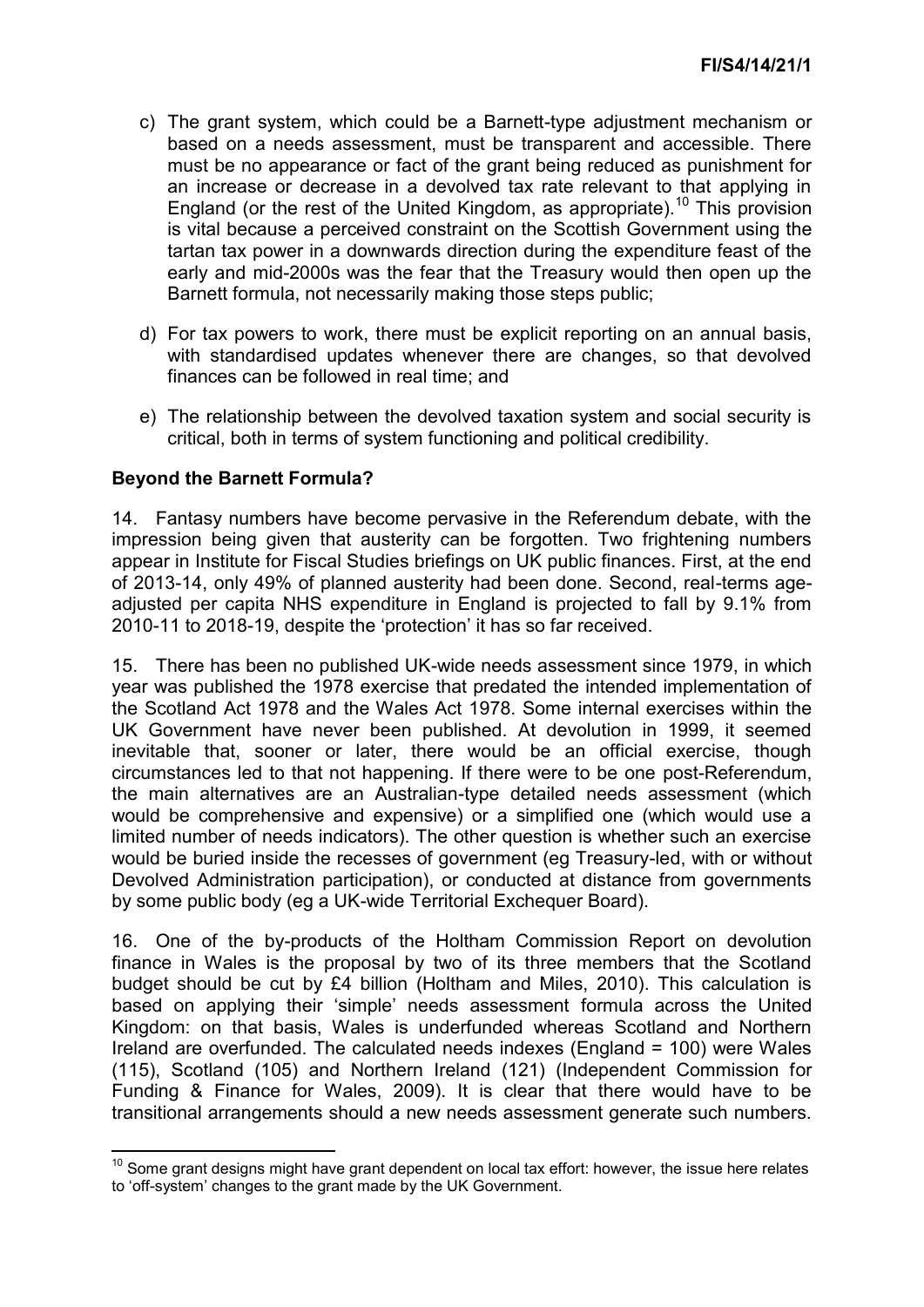c) The grant system, which could be a Barnett-type adjustment mechanism or based on a needs assessment, must be transparent and accessible. There must be no appearance or fact of the grant being reduced as punishment for an increase or decrease in a devolved tax rate relevant to that applying in England (or the rest of the United Kingdom, as appropriate).[10] This provision is vital because a perceived constraint on the Scottish Government using the tartan tax power in a downwards direction during the expenditure feast of the early and mid-2000s was the fear that the Treasury would then open up the Barnett formula, not necessarily making those steps public;

d) For tax powers to work, there must be explicit reporting on an annual basis, with standardised updates whenever there are changes, so that devolved finances can be followed in real time; and

e) The relationship between the devolved taxation system and social security is critical, both in terms of system functioning and political credibility.

## Beyond the Barnett Formula?

14. Fantasy numbers have become pervasive in the Referendum debate, with the impression being given that austerity can be forgotten. Two frightening numbers appear in Institute for Fiscal Studies briefings on UK public finances. First, at the end of 2013-14, only 49% of planned austerity had been done. Second, real-terms age-adjusted per capita NHS expenditure in England is projected to fall by 9.1% from 2010-11 to 2018-19, despite the 'protection' it has so far received.

15. There has been no published UK-wide needs assessment since 1979, in which year was published the 1978 exercise that predated the intended implementation of the Scotland Act 1978 and the Wales Act 1978. Some internal exercises within the UK Government have never been published. At devolution in 1999, it seemed inevitable that, sooner or later, there would be an official exercise, though circumstances led to that not happening. If there were to be one post-Referendum, the main alternatives are an Australian-type detailed needs assessment (which would be comprehensive and expensive) or a simplified one (which would use a limited number of needs indicators). The other question is whether such an exercise would be buried inside the recesses of government (eg Treasury-led, with or without Devolved Administration participation), or conducted at distance from governments by some public body (eg a UK-wide Territorial Exchequer Board).

16. One of the by-products of the Holtham Commission Report on devolution finance in Wales is the proposal by two of its three members that the Scotland budget should be cut by £4 billion (Holtham and Miles, 2010). This calculation is based on applying their 'simple' needs assessment formula across the United Kingdom: on that basis, Wales is underfunded whereas Scotland and Northern Ireland are overfunded. The calculated needs indexes (England = 100) were Wales (115), Scotland (105) and Northern Ireland (121) (Independent Commission for Funding & Finance for Wales, 2009). It is clear that there would have to be transitional arrangements should a new needs assessment generate such numbers.

---

[10] Some grant designs might have grant dependent on local tax effort: however, the issue here relates to 'off-system' changes to the grant made by the UK Government.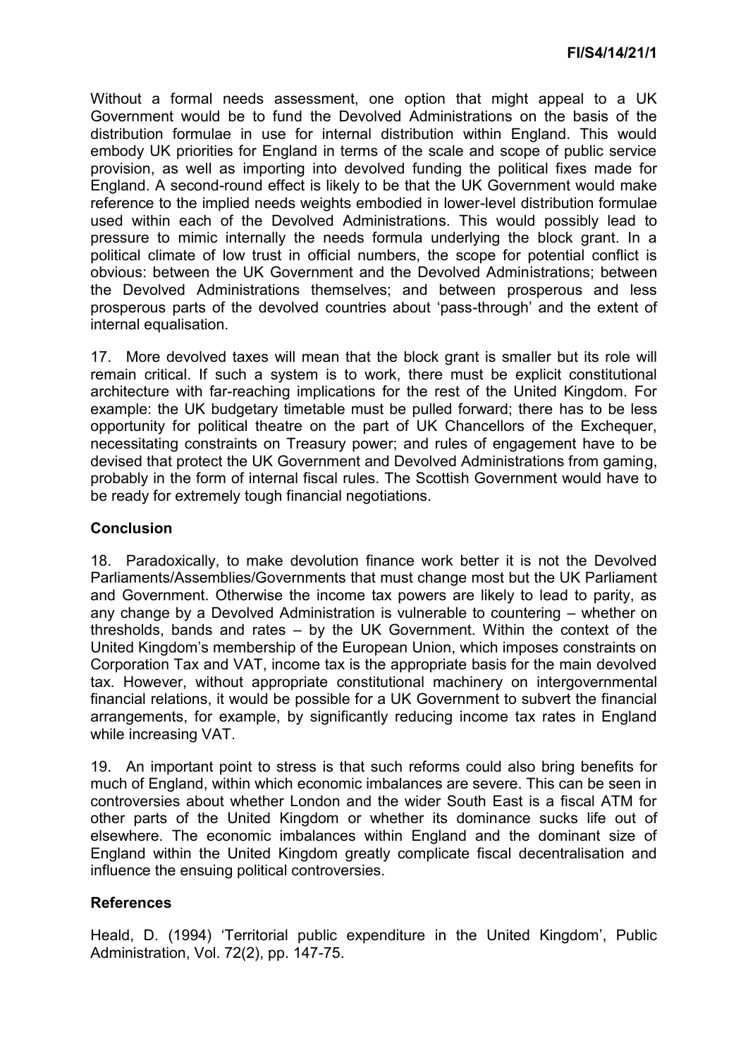Without a formal needs assessment, one option that might appeal to a UK Government would be to fund the Devolved Administrations on the basis of the distribution formulae in use for internal distribution within England. This would embody UK priorities for England in terms of the scale and scope of public service provision, as well as importing into devolved funding the political fixes made for England. A second-round effect is likely to be that the UK Government would make reference to the implied needs weights embodied in lower-level distribution formulae used within each of the Devolved Administrations. This would possibly lead to pressure to mimic internally the needs formula underlying the block grant. In a political climate of low trust in official numbers, the scope for potential conflict is obvious: between the UK Government and the Devolved Administrations; between the Devolved Administrations themselves; and between prosperous and less prosperous parts of the devolved countries about 'pass-through' and the extent of internal equalisation.

17. More devolved taxes will mean that the block grant is smaller but its role will remain critical. If such a system is to work, there must be explicit constitutional architecture with far-reaching implications for the rest of the United Kingdom. For example: the UK budgetary timetable must be pulled forward; there has to be less opportunity for political theatre on the part of UK Chancellors of the Exchequer, necessitating constraints on Treasury power; and rules of engagement have to be devised that protect the UK Government and Devolved Administrations from gaming, probably in the form of internal fiscal rules. The Scottish Government would have to be ready for extremely tough financial negotiations.

## Conclusion

18. Paradoxically, to make devolution finance work better it is not the Devolved Parliaments/Assemblies/Governments that must change most but the UK Parliament and Government. Otherwise the income tax powers are likely to lead to parity, as any change by a Devolved Administration is vulnerable to countering – whether on thresholds, bands and rates – by the UK Government. Within the context of the United Kingdom's membership of the European Union, which imposes constraints on Corporation Tax and VAT, income tax is the appropriate basis for the main devolved tax. However, without appropriate constitutional machinery on intergovernmental financial relations, it would be possible for a UK Government to subvert the financial arrangements, for example, by significantly reducing income tax rates in England while increasing VAT.

19. An important point to stress is that such reforms could also bring benefits for much of England, within which economic imbalances are severe. This can be seen in controversies about whether London and the wider South East is a fiscal ATM for other parts of the United Kingdom or whether its dominance sucks life out of elsewhere. The economic imbalances within England and the dominant size of England within the United Kingdom greatly complicate fiscal decentralisation and influence the ensuing political controversies.

## References

Heald, D. (1994) 'Territorial public expenditure in the United Kingdom', Public Administration, Vol. 72(2), pp. 147-75.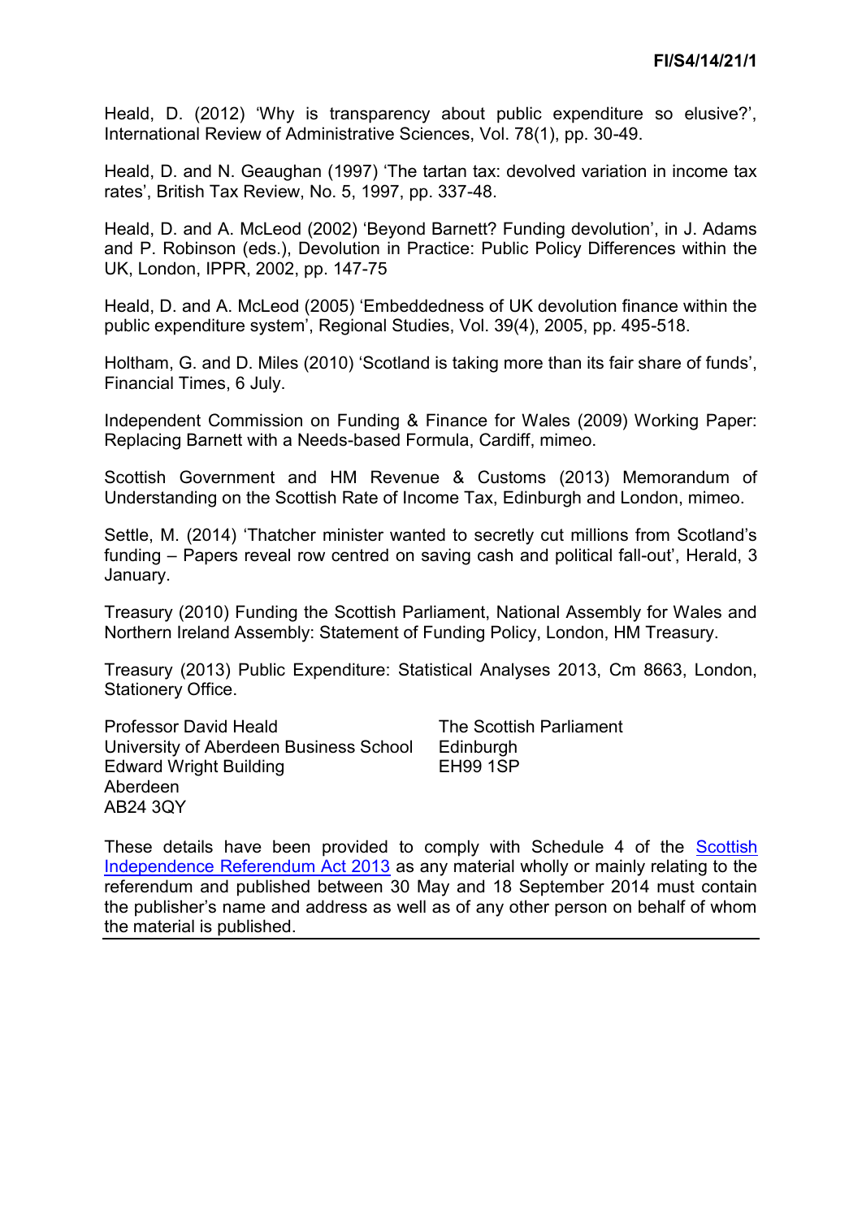Heald, D. (2012) 'Why is transparency about public expenditure so elusive?', International Review of Administrative Sciences, Vol. 78(1), pp. 30-49.

Heald, D. and N. Geaughan (1997) 'The tartan tax: devolved variation in income tax rates', British Tax Review, No. 5, 1997, pp. 337-48.

Heald, D. and A. McLeod (2002) 'Beyond Barnett? Funding devolution', in J. Adams and P. Robinson (eds.), Devolution in Practice: Public Policy Differences within the UK, London, IPPR, 2002, pp. 147-75

Heald, D. and A. McLeod (2005) 'Embeddedness of UK devolution finance within the public expenditure system', Regional Studies, Vol. 39(4), 2005, pp. 495-518.

Holtham, G. and D. Miles (2010) 'Scotland is taking more than its fair share of funds', Financial Times, 6 July.

Independent Commission on Funding & Finance for Wales (2009) Working Paper: Replacing Barnett with a Needs-based Formula, Cardiff, mimeo.

Scottish Government and HM Revenue & Customs (2013) Memorandum of Understanding on the Scottish Rate of Income Tax, Edinburgh and London, mimeo.

Settle, M. (2014) 'Thatcher minister wanted to secretly cut millions from Scotland's funding – Papers reveal row centred on saving cash and political fall-out', Herald, 3 January.

Treasury (2010) Funding the Scottish Parliament, National Assembly for Wales and Northern Ireland Assembly: Statement of Funding Policy, London, HM Treasury.

Treasury (2013) Public Expenditure: Statistical Analyses 2013, Cm 8663, London, Stationery Office.

Professor David Heald
University of Aberdeen Business School
Edward Wright Building
Aberdeen
AB24 3QY

The Scottish Parliament
Edinburgh
EH99 1SP

These details have been provided to comply with Schedule 4 of the Scottish Independence Referendum Act 2013 as any material wholly or mainly relating to the referendum and published between 30 May and 18 September 2014 must contain the publisher's name and address as well as of any other person on behalf of whom the material is published.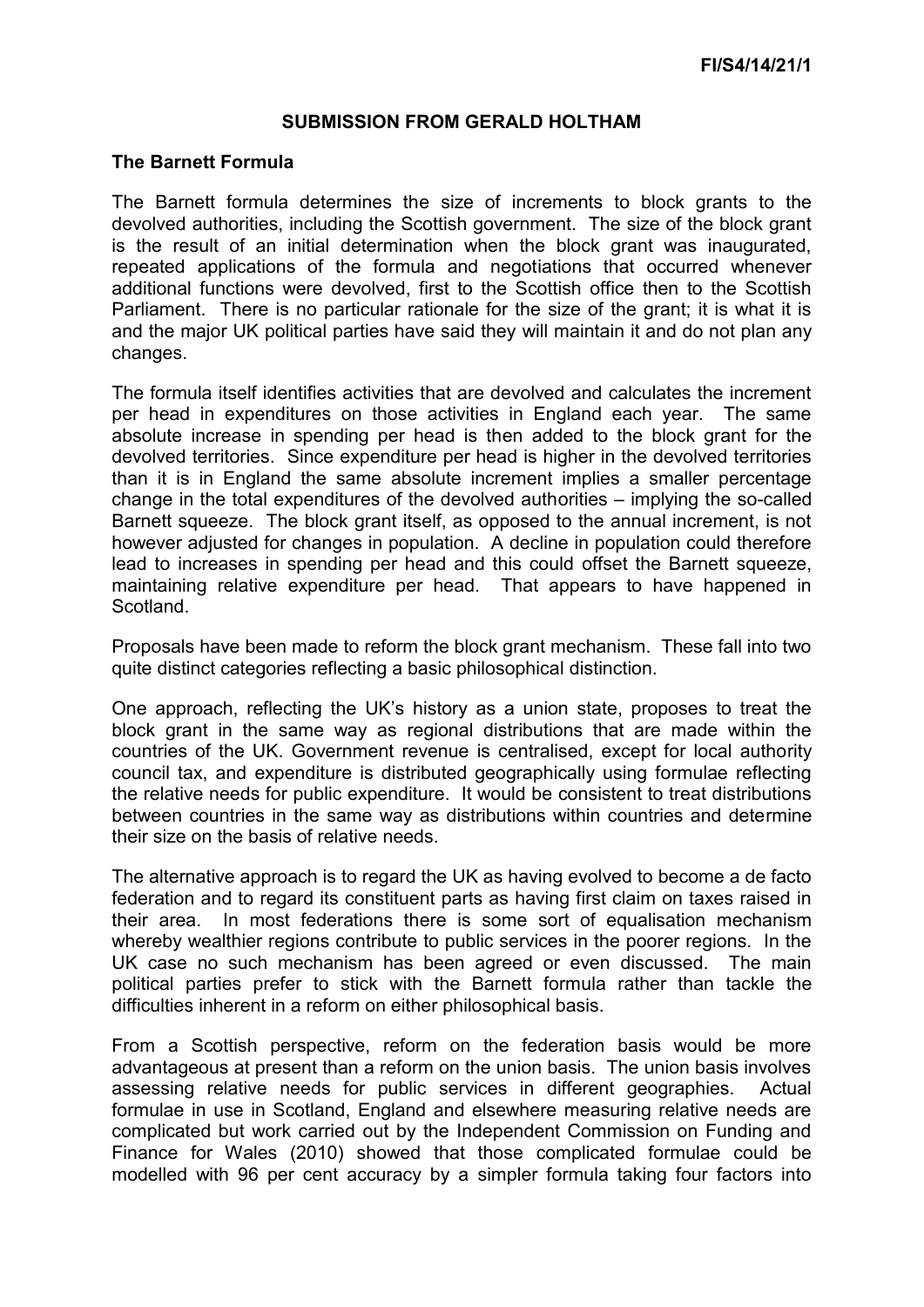**FI/S4/14/21/1**

## SUBMISSION FROM GERALD HOLTHAM

### The Barnett Formula

The Barnett formula determines the size of increments to block grants to the devolved authorities, including the Scottish government. The size of the block grant is the result of an initial determination when the block grant was inaugurated, repeated applications of the formula and negotiations that occurred whenever additional functions were devolved, first to the Scottish office then to the Scottish Parliament. There is no particular rationale for the size of the grant; it is what it is and the major UK political parties have said they will maintain it and do not plan any changes.

The formula itself identifies activities that are devolved and calculates the increment per head in expenditures on those activities in England each year. The same absolute increase in spending per head is then added to the block grant for the devolved territories. Since expenditure per head is higher in the devolved territories than it is in England the same absolute increment implies a smaller percentage change in the total expenditures of the devolved authorities – implying the so-called Barnett squeeze. The block grant itself, as opposed to the annual increment, is not however adjusted for changes in population. A decline in population could therefore lead to increases in spending per head and this could offset the Barnett squeeze, maintaining relative expenditure per head. That appears to have happened in Scotland.

Proposals have been made to reform the block grant mechanism. These fall into two quite distinct categories reflecting a basic philosophical distinction.

One approach, reflecting the UK's history as a union state, proposes to treat the block grant in the same way as regional distributions that are made within the countries of the UK. Government revenue is centralised, except for local authority council tax, and expenditure is distributed geographically using formulae reflecting the relative needs for public expenditure. It would be consistent to treat distributions between countries in the same way as distributions within countries and determine their size on the basis of relative needs.

The alternative approach is to regard the UK as having evolved to become a de facto federation and to regard its constituent parts as having first claim on taxes raised in their area. In most federations there is some sort of equalisation mechanism whereby wealthier regions contribute to public services in the poorer regions. In the UK case no such mechanism has been agreed or even discussed. The main political parties prefer to stick with the Barnett formula rather than tackle the difficulties inherent in a reform on either philosophical basis.

From a Scottish perspective, reform on the federation basis would be more advantageous at present than a reform on the union basis. The union basis involves assessing relative needs for public services in different geographies. Actual formulae in use in Scotland, England and elsewhere measuring relative needs are complicated but work carried out by the Independent Commission on Funding and Finance for Wales (2010) showed that those complicated formulae could be modelled with 96 per cent accuracy by a simpler formula taking four factors into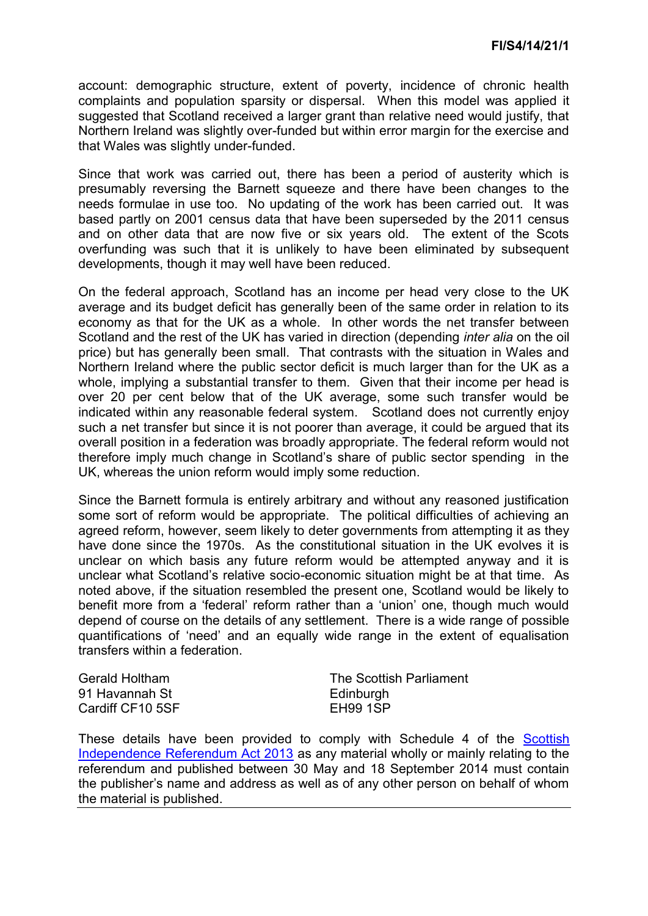account: demographic structure, extent of poverty, incidence of chronic health complaints and population sparsity or dispersal. When this model was applied it suggested that Scotland received a larger grant than relative need would justify, that Northern Ireland was slightly over-funded but within error margin for the exercise and that Wales was slightly under-funded.

Since that work was carried out, there has been a period of austerity which is presumably reversing the Barnett squeeze and there have been changes to the needs formulae in use too. No updating of the work has been carried out. It was based partly on 2001 census data that have been superseded by the 2011 census and on other data that are now five or six years old. The extent of the Scots overfunding was such that it is unlikely to have been eliminated by subsequent developments, though it may well have been reduced.

On the federal approach, Scotland has an income per head very close to the UK average and its budget deficit has generally been of the same order in relation to its economy as that for the UK as a whole. In other words the net transfer between Scotland and the rest of the UK has varied in direction (depending *inter alia* on the oil price) but has generally been small. That contrasts with the situation in Wales and Northern Ireland where the public sector deficit is much larger than for the UK as a whole, implying a substantial transfer to them. Given that their income per head is over 20 per cent below that of the UK average, some such transfer would be indicated within any reasonable federal system. Scotland does not currently enjoy such a net transfer but since it is not poorer than average, it could be argued that its overall position in a federation was broadly appropriate. The federal reform would not therefore imply much change in Scotland's share of public sector spending in the UK, whereas the union reform would imply some reduction.

Since the Barnett formula is entirely arbitrary and without any reasoned justification some sort of reform would be appropriate. The political difficulties of achieving an agreed reform, however, seem likely to deter governments from attempting it as they have done since the 1970s. As the constitutional situation in the UK evolves it is unclear on which basis any future reform would be attempted anyway and it is unclear what Scotland's relative socio-economic situation might be at that time. As noted above, if the situation resembled the present one, Scotland would be likely to benefit more from a 'federal' reform rather than a 'union' one, though much would depend of course on the details of any settlement. There is a wide range of possible quantifications of 'need' and an equally wide range in the extent of equalisation transfers within a federation.

Gerald Holtham
91 Havannah St
Cardiff CF10 5SF

The Scottish Parliament
Edinburgh
EH99 1SP

These details have been provided to comply with Schedule 4 of the [Scottish Independence Referendum Act 2013](#) as any material wholly or mainly relating to the referendum and published between 30 May and 18 September 2014 must contain the publisher's name and address as well as of any other person on behalf of whom the material is published.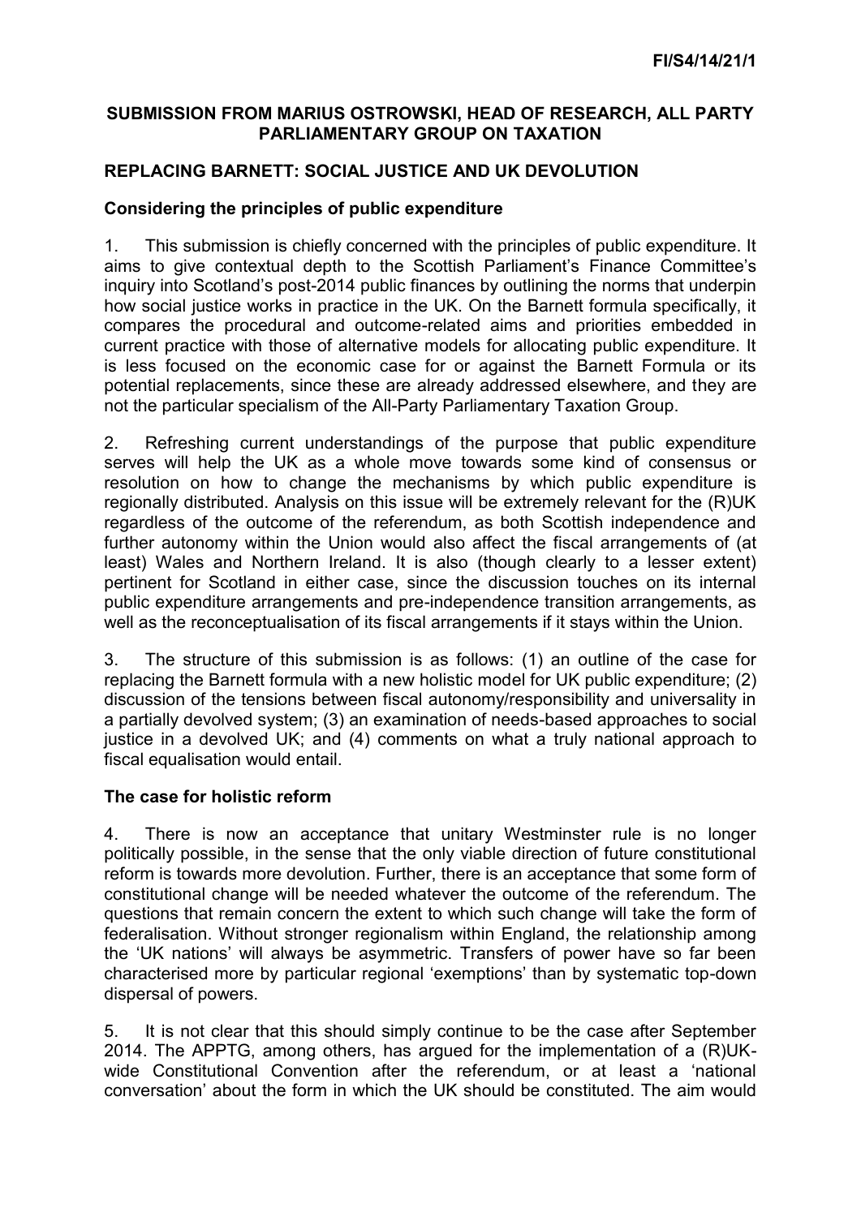**SUBMISSION FROM MARIUS OSTROWSKI, HEAD OF RESEARCH, ALL PARTY PARLIAMENTARY GROUP ON TAXATION**

**REPLACING BARNETT: SOCIAL JUSTICE AND UK DEVOLUTION**

**Considering the principles of public expenditure**

1. This submission is chiefly concerned with the principles of public expenditure. It aims to give contextual depth to the Scottish Parliament's Finance Committee's inquiry into Scotland's post-2014 public finances by outlining the norms that underpin how social justice works in practice in the UK. On the Barnett formula specifically, it compares the procedural and outcome-related aims and priorities embedded in current practice with those of alternative models for allocating public expenditure. It is less focused on the economic case for or against the Barnett Formula or its potential replacements, since these are already addressed elsewhere, and they are not the particular specialism of the All-Party Parliamentary Taxation Group.

2. Refreshing current understandings of the purpose that public expenditure serves will help the UK as a whole move towards some kind of consensus or resolution on how to change the mechanisms by which public expenditure is regionally distributed. Analysis on this issue will be extremely relevant for the (R)UK regardless of the outcome of the referendum, as both Scottish independence and further autonomy within the Union would also affect the fiscal arrangements of (at least) Wales and Northern Ireland. It is also (though clearly to a lesser extent) pertinent for Scotland in either case, since the discussion touches on its internal public expenditure arrangements and pre-independence transition arrangements, as well as the reconceptualisation of its fiscal arrangements if it stays within the Union.

3. The structure of this submission is as follows: (1) an outline of the case for replacing the Barnett formula with a new holistic model for UK public expenditure; (2) discussion of the tensions between fiscal autonomy/responsibility and universality in a partially devolved system; (3) an examination of needs-based approaches to social justice in a devolved UK; and (4) comments on what a truly national approach to fiscal equalisation would entail.

**The case for holistic reform**

4. There is now an acceptance that unitary Westminster rule is no longer politically possible, in the sense that the only viable direction of future constitutional reform is towards more devolution. Further, there is an acceptance that some form of constitutional change will be needed whatever the outcome of the referendum. The questions that remain concern the extent to which such change will take the form of federalisation. Without stronger regionalism within England, the relationship among the 'UK nations' will always be asymmetric. Transfers of power have so far been characterised more by particular regional 'exemptions' than by systematic top-down dispersal of powers.

5. It is not clear that this should simply continue to be the case after September 2014. The APPTG, among others, has argued for the implementation of a (R)UK-wide Constitutional Convention after the referendum, or at least a 'national conversation' about the form in which the UK should be constituted. The aim would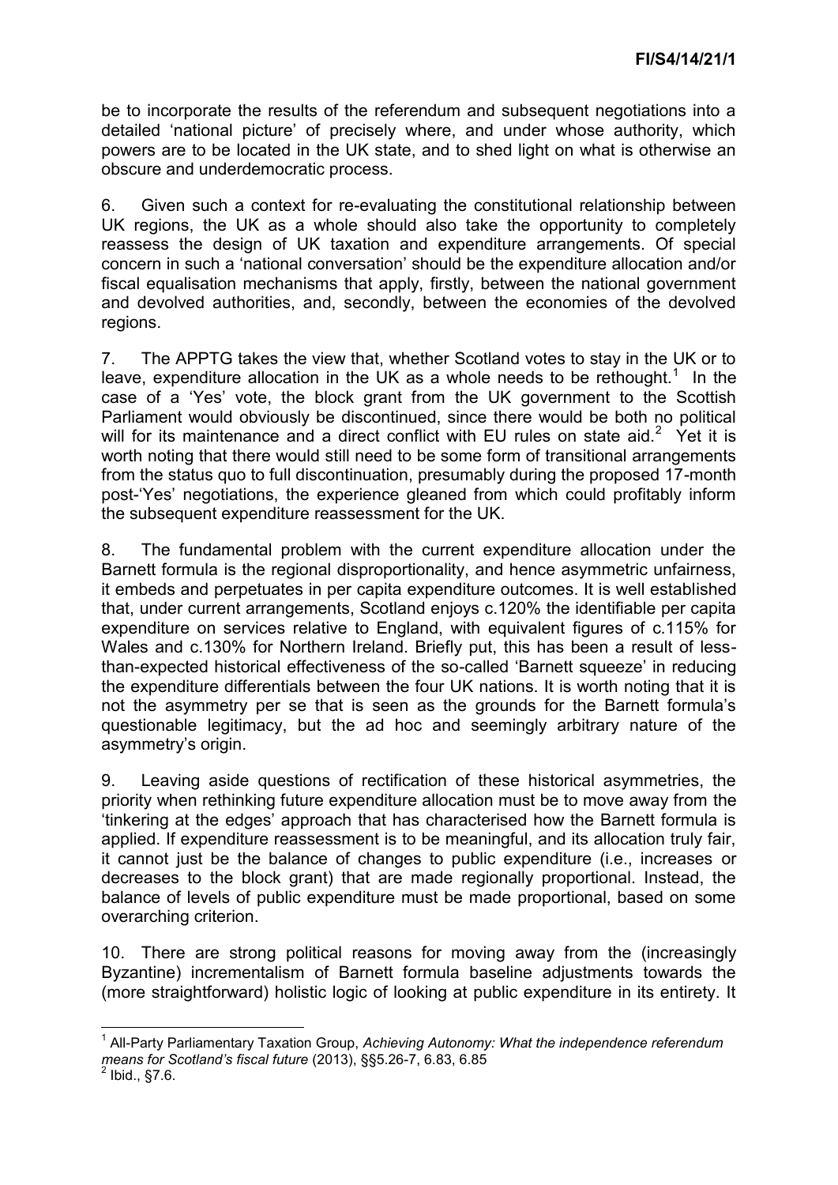be to incorporate the results of the referendum and subsequent negotiations into a detailed 'national picture' of precisely where, and under whose authority, which powers are to be located in the UK state, and to shed light on what is otherwise an obscure and underdemocratic process.

6. Given such a context for re-evaluating the constitutional relationship between UK regions, the UK as a whole should also take the opportunity to completely reassess the design of UK taxation and expenditure arrangements. Of special concern in such a 'national conversation' should be the expenditure allocation and/or fiscal equalisation mechanisms that apply, firstly, between the national government and devolved authorities, and, secondly, between the economies of the devolved regions.

7. The APPTG takes the view that, whether Scotland votes to stay in the UK or to leave, expenditure allocation in the UK as a whole needs to be rethought.[1] In the case of a 'Yes' vote, the block grant from the UK government to the Scottish Parliament would obviously be discontinued, since there would be both no political will for its maintenance and a direct conflict with EU rules on state aid.[2] Yet it is worth noting that there would still need to be some form of transitional arrangements from the status quo to full discontinuation, presumably during the proposed 17-month post-'Yes' negotiations, the experience gleaned from which could profitably inform the subsequent expenditure reassessment for the UK.

8. The fundamental problem with the current expenditure allocation under the Barnett formula is the regional disproportionality, and hence asymmetric unfairness, it embeds and perpetuates in per capita expenditure outcomes. It is well established that, under current arrangements, Scotland enjoys c.120% the identifiable per capita expenditure on services relative to England, with equivalent figures of c.115% for Wales and c.130% for Northern Ireland. Briefly put, this has been a result of less-than-expected historical effectiveness of the so-called 'Barnett squeeze' in reducing the expenditure differentials between the four UK nations. It is worth noting that it is not the asymmetry per se that is seen as the grounds for the Barnett formula's questionable legitimacy, but the ad hoc and seemingly arbitrary nature of the asymmetry's origin.

9. Leaving aside questions of rectification of these historical asymmetries, the priority when rethinking future expenditure allocation must be to move away from the 'tinkering at the edges' approach that has characterised how the Barnett formula is applied. If expenditure reassessment is to be meaningful, and its allocation truly fair, it cannot just be the balance of changes to public expenditure (i.e., increases or decreases to the block grant) that are made regionally proportional. Instead, the balance of levels of public expenditure must be made proportional, based on some overarching criterion.

10. There are strong political reasons for moving away from the (increasingly Byzantine) incrementalism of Barnett formula baseline adjustments towards the (more straightforward) holistic logic of looking at public expenditure in its entirety. It

---

[1] All-Party Parliamentary Taxation Group, *Achieving Autonomy: What the independence referendum means for Scotland's fiscal future* (2013), §§5.26-7, 6.83, 6.85

[2] Ibid., §7.6.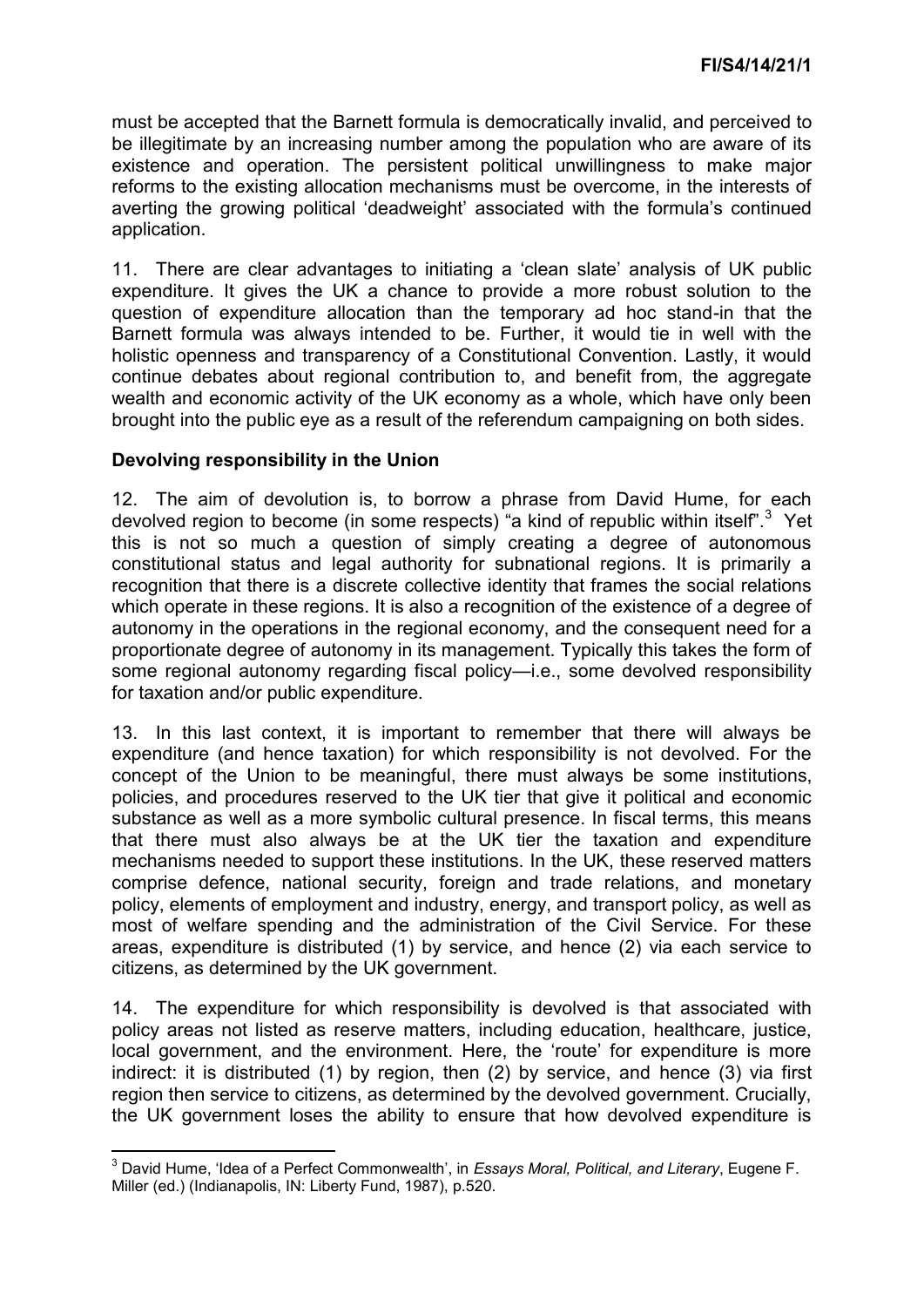must be accepted that the Barnett formula is democratically invalid, and perceived to be illegitimate by an increasing number among the population who are aware of its existence and operation. The persistent political unwillingness to make major reforms to the existing allocation mechanisms must be overcome, in the interests of averting the growing political 'deadweight' associated with the formula's continued application.

11. There are clear advantages to initiating a 'clean slate' analysis of UK public expenditure. It gives the UK a chance to provide a more robust solution to the question of expenditure allocation than the temporary ad hoc stand-in that the Barnett formula was always intended to be. Further, it would tie in well with the holistic openness and transparency of a Constitutional Convention. Lastly, it would continue debates about regional contribution to, and benefit from, the aggregate wealth and economic activity of the UK economy as a whole, which have only been brought into the public eye as a result of the referendum campaigning on both sides.

**Devolving responsibility in the Union**

12. The aim of devolution is, to borrow a phrase from David Hume, for each devolved region to become (in some respects) "a kind of republic within itself".[3] Yet this is not so much a question of simply creating a degree of autonomous constitutional status and legal authority for subnational regions. It is primarily a recognition that there is a discrete collective identity that frames the social relations which operate in these regions. It is also a recognition of the existence of a degree of autonomy in the operations in the regional economy, and the consequent need for a proportionate degree of autonomy in its management. Typically this takes the form of some regional autonomy regarding fiscal policy—i.e., some devolved responsibility for taxation and/or public expenditure.

13. In this last context, it is important to remember that there will always be expenditure (and hence taxation) for which responsibility is not devolved. For the concept of the Union to be meaningful, there must always be some institutions, policies, and procedures reserved to the UK tier that give it political and economic substance as well as a more symbolic cultural presence. In fiscal terms, this means that there must also always be at the UK tier the taxation and expenditure mechanisms needed to support these institutions. In the UK, these reserved matters comprise defence, national security, foreign and trade relations, and monetary policy, elements of employment and industry, energy, and transport policy, as well as most of welfare spending and the administration of the Civil Service. For these areas, expenditure is distributed (1) by service, and hence (2) via each service to citizens, as determined by the UK government.

14. The expenditure for which responsibility is devolved is that associated with policy areas not listed as reserve matters, including education, healthcare, justice, local government, and the environment. Here, the 'route' for expenditure is more indirect: it is distributed (1) by region, then (2) by service, and hence (3) via first region then service to citizens, as determined by the devolved government. Crucially, the UK government loses the ability to ensure that how devolved expenditure is

---

[3] David Hume, 'Idea of a Perfect Commonwealth', in *Essays Moral, Political, and Literary*, Eugene F. Miller (ed.) (Indianapolis, IN: Liberty Fund, 1987), p.520.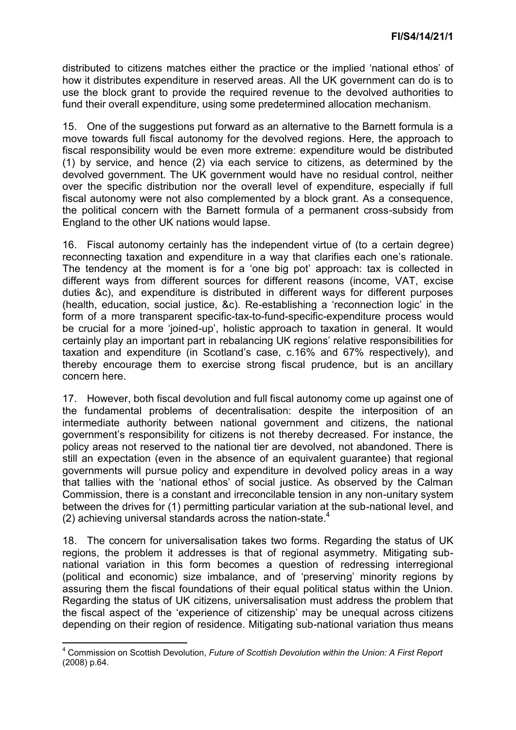distributed to citizens matches either the practice or the implied 'national ethos' of how it distributes expenditure in reserved areas. All the UK government can do is to use the block grant to provide the required revenue to the devolved authorities to fund their overall expenditure, using some predetermined allocation mechanism.

15. One of the suggestions put forward as an alternative to the Barnett formula is a move towards full fiscal autonomy for the devolved regions. Here, the approach to fiscal responsibility would be even more extreme: expenditure would be distributed (1) by service, and hence (2) via each service to citizens, as determined by the devolved government. The UK government would have no residual control, neither over the specific distribution nor the overall level of expenditure, especially if full fiscal autonomy were not also complemented by a block grant. As a consequence, the political concern with the Barnett formula of a permanent cross-subsidy from England to the other UK nations would lapse.

16. Fiscal autonomy certainly has the independent virtue of (to a certain degree) reconnecting taxation and expenditure in a way that clarifies each one's rationale. The tendency at the moment is for a 'one big pot' approach: tax is collected in different ways from different sources for different reasons (income, VAT, excise duties &c), and expenditure is distributed in different ways for different purposes (health, education, social justice, &c). Re-establishing a 'reconnection logic' in the form of a more transparent specific-tax-to-fund-specific-expenditure process would be crucial for a more 'joined-up', holistic approach to taxation in general. It would certainly play an important part in rebalancing UK regions' relative responsibilities for taxation and expenditure (in Scotland's case, c.16% and 67% respectively), and thereby encourage them to exercise strong fiscal prudence, but is an ancillary concern here.

17. However, both fiscal devolution and full fiscal autonomy come up against one of the fundamental problems of decentralisation: despite the interposition of an intermediate authority between national government and citizens, the national government's responsibility for citizens is not thereby decreased. For instance, the policy areas not reserved to the national tier are devolved, not abandoned. There is still an expectation (even in the absence of an equivalent guarantee) that regional governments will pursue policy and expenditure in devolved policy areas in a way that tallies with the 'national ethos' of social justice. As observed by the Calman Commission, there is a constant and irreconcilable tension in any non-unitary system between the drives for (1) permitting particular variation at the sub-national level, and (2) achieving universal standards across the nation-state.[4]

18. The concern for universalisation takes two forms. Regarding the status of UK regions, the problem it addresses is that of regional asymmetry. Mitigating sub-national variation in this form becomes a question of redressing interregional (political and economic) size imbalance, and of 'preserving' minority regions by assuring them the fiscal foundations of their equal political status within the Union. Regarding the status of UK citizens, universalisation must address the problem that the fiscal aspect of the 'experience of citizenship' may be unequal across citizens depending on their region of residence. Mitigating sub-national variation thus means

[4] Commission on Scottish Devolution, *Future of Scottish Devolution within the Union: A First Report* (2008) p.64.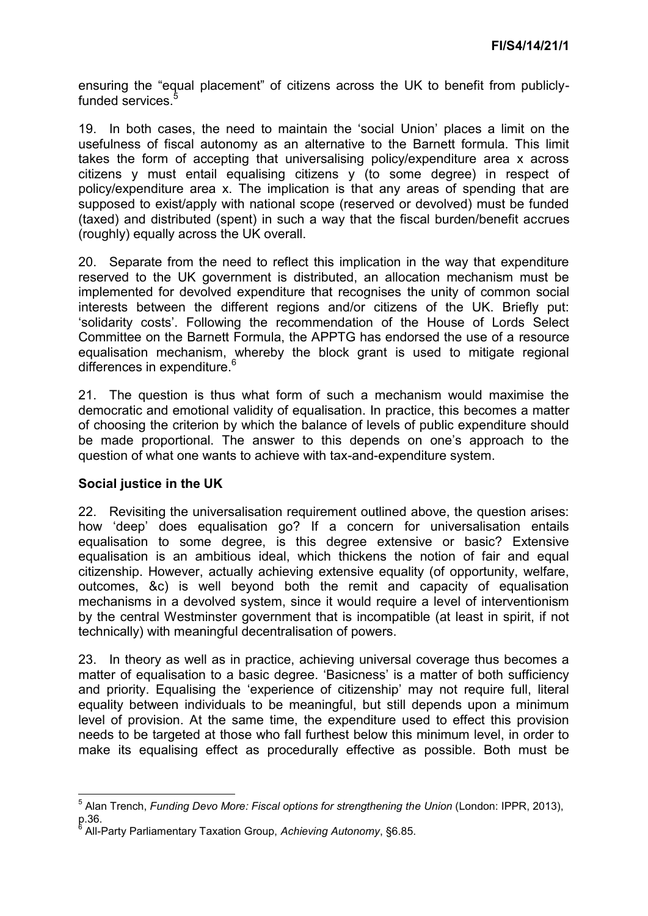ensuring the "equal placement" of citizens across the UK to benefit from publicly-funded services.[5]

19. In both cases, the need to maintain the 'social Union' places a limit on the usefulness of fiscal autonomy as an alternative to the Barnett formula. This limit takes the form of accepting that universalising policy/expenditure area x across citizens y must entail equalising citizens y (to some degree) in respect of policy/expenditure area x. The implication is that any areas of spending that are supposed to exist/apply with national scope (reserved or devolved) must be funded (taxed) and distributed (spent) in such a way that the fiscal burden/benefit accrues (roughly) equally across the UK overall.

20. Separate from the need to reflect this implication in the way that expenditure reserved to the UK government is distributed, an allocation mechanism must be implemented for devolved expenditure that recognises the unity of common social interests between the different regions and/or citizens of the UK. Briefly put: 'solidarity costs'. Following the recommendation of the House of Lords Select Committee on the Barnett Formula, the APPTG has endorsed the use of a resource equalisation mechanism, whereby the block grant is used to mitigate regional differences in expenditure.[6]

21. The question is thus what form of such a mechanism would maximise the democratic and emotional validity of equalisation. In practice, this becomes a matter of choosing the criterion by which the balance of levels of public expenditure should be made proportional. The answer to this depends on one's approach to the question of what one wants to achieve with tax-and-expenditure system.

## Social justice in the UK

22. Revisiting the universalisation requirement outlined above, the question arises: how 'deep' does equalisation go? If a concern for universalisation entails equalisation to some degree, is this degree extensive or basic? Extensive equalisation is an ambitious ideal, which thickens the notion of fair and equal citizenship. However, actually achieving extensive equality (of opportunity, welfare, outcomes, &c) is well beyond both the remit and capacity of equalisation mechanisms in a devolved system, since it would require a level of interventionism by the central Westminster government that is incompatible (at least in spirit, if not technically) with meaningful decentralisation of powers.

23. In theory as well as in practice, achieving universal coverage thus becomes a matter of equalisation to a basic degree. 'Basicness' is a matter of both sufficiency and priority. Equalising the 'experience of citizenship' may not require full, literal equality between individuals to be meaningful, but still depends upon a minimum level of provision. At the same time, the expenditure used to effect this provision needs to be targeted at those who fall furthest below this minimum level, in order to make its equalising effect as procedurally effective as possible. Both must be

---

[5] Alan Trench, *Funding Devo More: Fiscal options for strengthening the Union* (London: IPPR, 2013), p.36.

[6] All-Party Parliamentary Taxation Group, *Achieving Autonomy*, §6.85.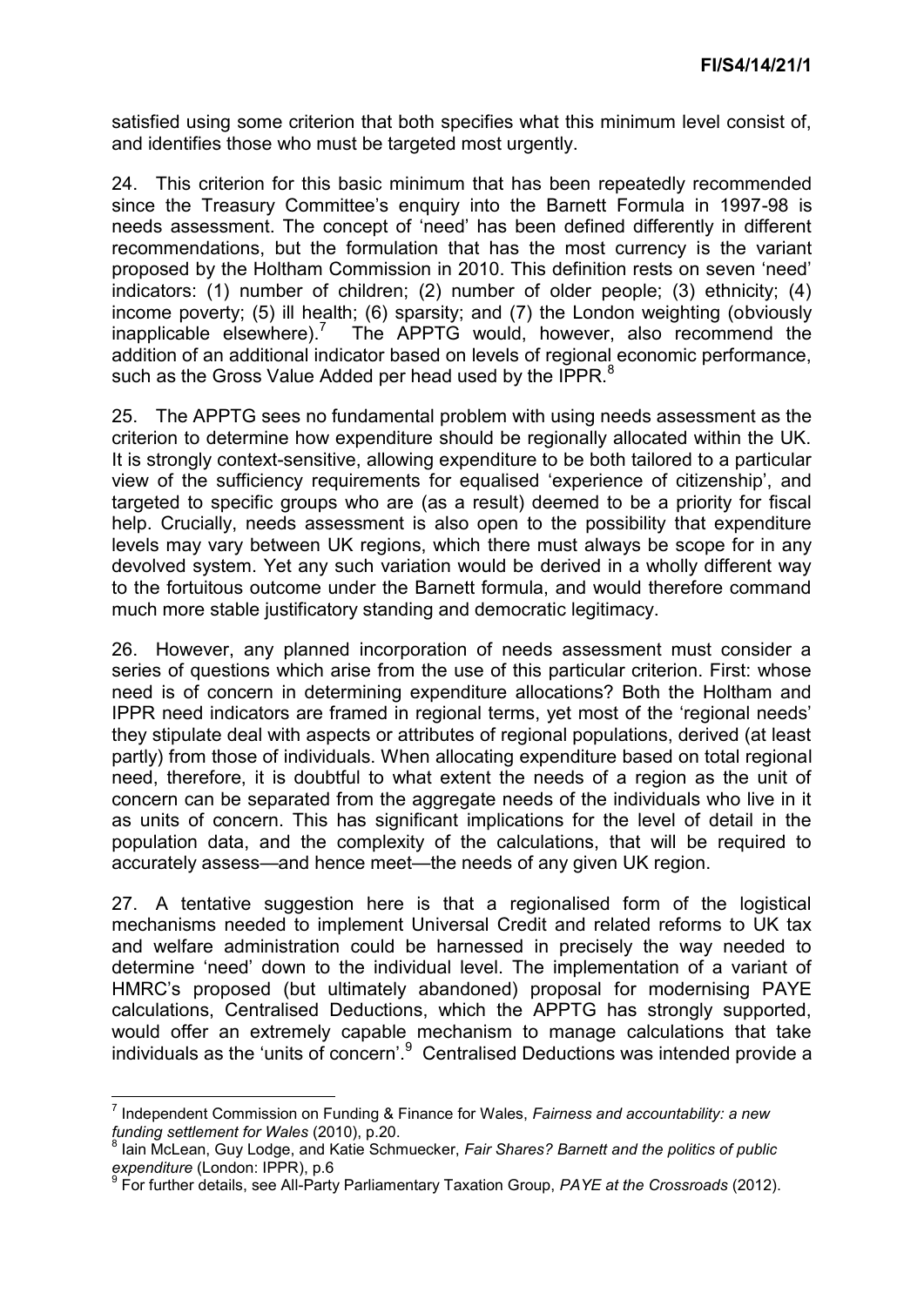satisfied using some criterion that both specifies what this minimum level consist of, and identifies those who must be targeted most urgently.

24. This criterion for this basic minimum that has been repeatedly recommended since the Treasury Committee's enquiry into the Barnett Formula in 1997-98 is needs assessment. The concept of 'need' has been defined differently in different recommendations, but the formulation that has the most currency is the variant proposed by the Holtham Commission in 2010. This definition rests on seven 'need' indicators: (1) number of children; (2) number of older people; (3) ethnicity; (4) income poverty; (5) ill health; (6) sparsity; and (7) the London weighting (obviously inapplicable elsewhere).[7] The APPTG would, however, also recommend the addition of an additional indicator based on levels of regional economic performance, such as the Gross Value Added per head used by the IPPR.[8]

25. The APPTG sees no fundamental problem with using needs assessment as the criterion to determine how expenditure should be regionally allocated within the UK. It is strongly context-sensitive, allowing expenditure to be both tailored to a particular view of the sufficiency requirements for equalised 'experience of citizenship', and targeted to specific groups who are (as a result) deemed to be a priority for fiscal help. Crucially, needs assessment is also open to the possibility that expenditure levels may vary between UK regions, which there must always be scope for in any devolved system. Yet any such variation would be derived in a wholly different way to the fortuitous outcome under the Barnett formula, and would therefore command much more stable justificatory standing and democratic legitimacy.

26. However, any planned incorporation of needs assessment must consider a series of questions which arise from the use of this particular criterion. First: whose need is of concern in determining expenditure allocations? Both the Holtham and IPPR need indicators are framed in regional terms, yet most of the 'regional needs' they stipulate deal with aspects or attributes of regional populations, derived (at least partly) from those of individuals. When allocating expenditure based on total regional need, therefore, it is doubtful to what extent the needs of a region as the unit of concern can be separated from the aggregate needs of the individuals who live in it as units of concern. This has significant implications for the level of detail in the population data, and the complexity of the calculations, that will be required to accurately assess—and hence meet—the needs of any given UK region.

27. A tentative suggestion here is that a regionalised form of the logistical mechanisms needed to implement Universal Credit and related reforms to UK tax and welfare administration could be harnessed in precisely the way needed to determine 'need' down to the individual level. The implementation of a variant of HMRC's proposed (but ultimately abandoned) proposal for modernising PAYE calculations, Centralised Deductions, which the APPTG has strongly supported, would offer an extremely capable mechanism to manage calculations that take individuals as the 'units of concern'.[9] Centralised Deductions was intended provide a

---

[7] Independent Commission on Funding & Finance for Wales, *Fairness and accountability: a new funding settlement for Wales* (2010), p.20.

[8] Iain McLean, Guy Lodge, and Katie Schmuecker, *Fair Shares? Barnett and the politics of public expenditure* (London: IPPR), p.6

[9] For further details, see All-Party Parliamentary Taxation Group, *PAYE at the Crossroads* (2012).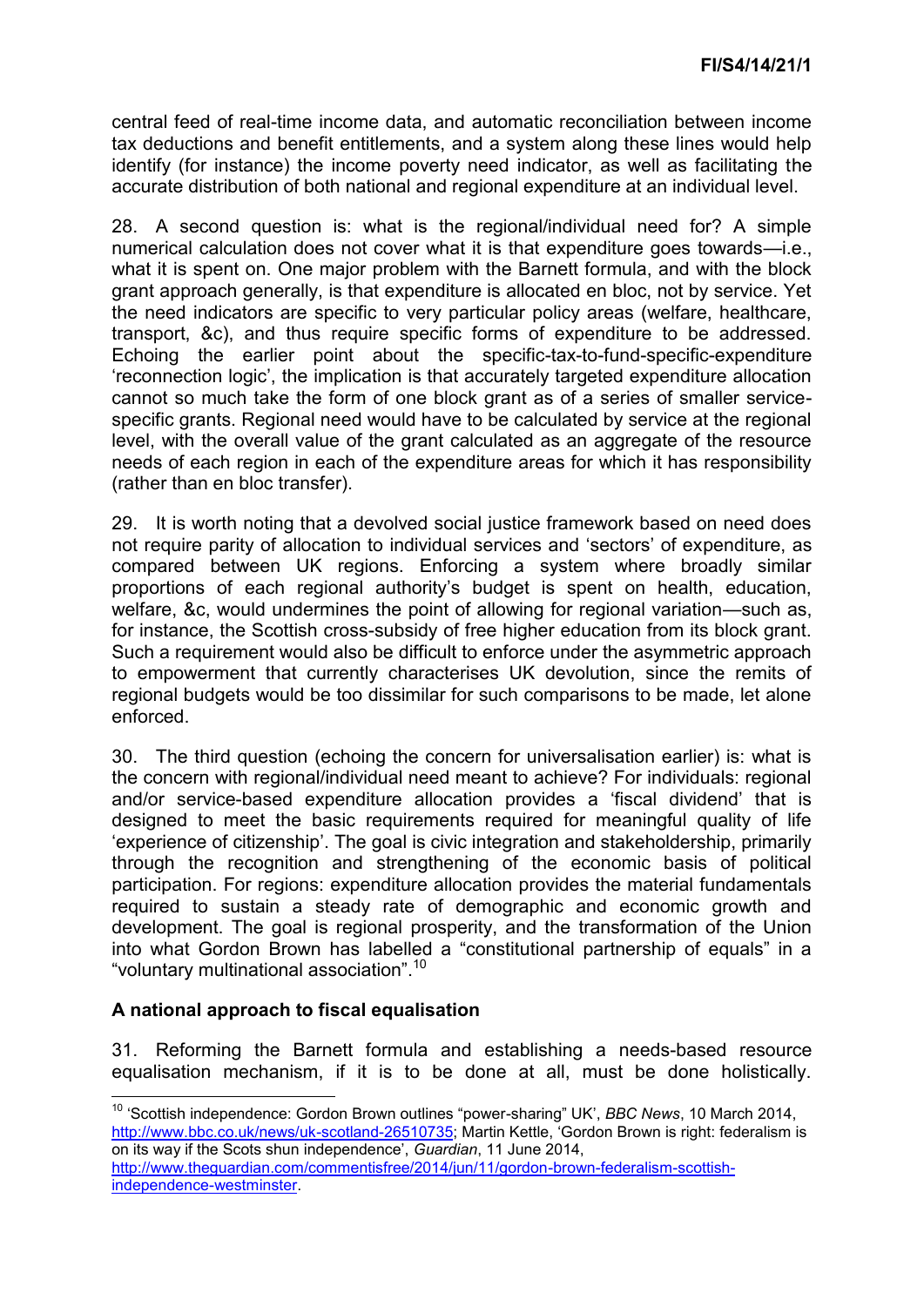central feed of real-time income data, and automatic reconciliation between income tax deductions and benefit entitlements, and a system along these lines would help identify (for instance) the income poverty need indicator, as well as facilitating the accurate distribution of both national and regional expenditure at an individual level.

28. A second question is: what is the regional/individual need for? A simple numerical calculation does not cover what it is that expenditure goes towards—i.e., what it is spent on. One major problem with the Barnett formula, and with the block grant approach generally, is that expenditure is allocated en bloc, not by service. Yet the need indicators are specific to very particular policy areas (welfare, healthcare, transport, &c), and thus require specific forms of expenditure to be addressed. Echoing the earlier point about the specific-tax-to-fund-specific-expenditure 'reconnection logic', the implication is that accurately targeted expenditure allocation cannot so much take the form of one block grant as of a series of smaller service-specific grants. Regional need would have to be calculated by service at the regional level, with the overall value of the grant calculated as an aggregate of the resource needs of each region in each of the expenditure areas for which it has responsibility (rather than en bloc transfer).

29. It is worth noting that a devolved social justice framework based on need does not require parity of allocation to individual services and 'sectors' of expenditure, as compared between UK regions. Enforcing a system where broadly similar proportions of each regional authority's budget is spent on health, education, welfare, &c, would undermines the point of allowing for regional variation—such as, for instance, the Scottish cross-subsidy of free higher education from its block grant. Such a requirement would also be difficult to enforce under the asymmetric approach to empowerment that currently characterises UK devolution, since the remits of regional budgets would be too dissimilar for such comparisons to be made, let alone enforced.

30. The third question (echoing the concern for universalisation earlier) is: what is the concern with regional/individual need meant to achieve? For individuals: regional and/or service-based expenditure allocation provides a 'fiscal dividend' that is designed to meet the basic requirements required for meaningful quality of life 'experience of citizenship'. The goal is civic integration and stakeholdership, primarily through the recognition and strengthening of the economic basis of political participation. For regions: expenditure allocation provides the material fundamentals required to sustain a steady rate of demographic and economic growth and development. The goal is regional prosperity, and the transformation of the Union into what Gordon Brown has labelled a "constitutional partnership of equals" in a "voluntary multinational association".[10]

### A national approach to fiscal equalisation

31. Reforming the Barnett formula and establishing a needs-based resource equalisation mechanism, if it is to be done at all, must be done holistically.

---

[10] 'Scottish independence: Gordon Brown outlines "power-sharing" UK', *BBC News*, 10 March 2014, http://www.bbc.co.uk/news/uk-scotland-26510735; Martin Kettle, 'Gordon Brown is right: federalism is on its way if the Scots shun independence', *Guardian*, 11 June 2014, http://www.theguardian.com/commentisfree/2014/jun/11/gordon-brown-federalism-scottish-independence-westminster.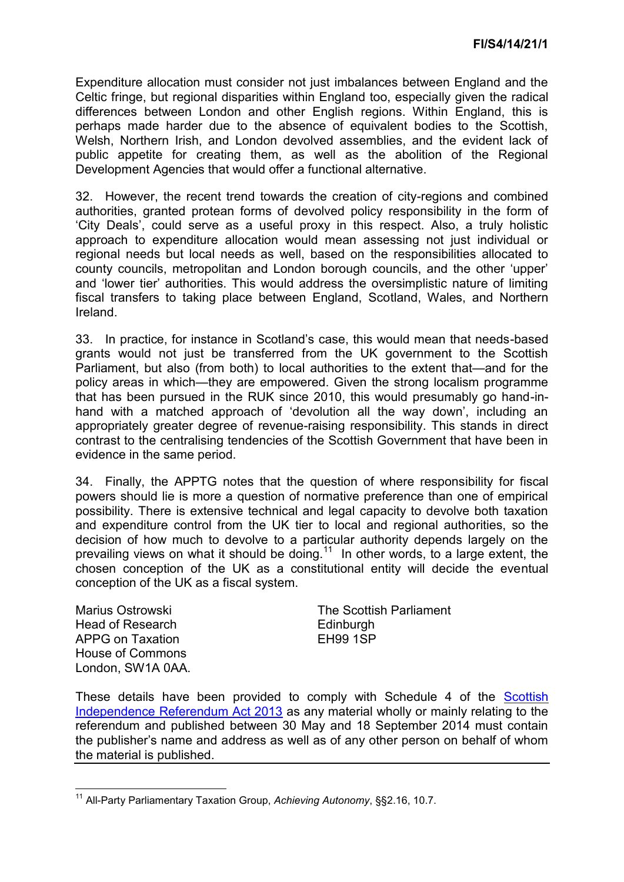Expenditure allocation must consider not just imbalances between England and the Celtic fringe, but regional disparities within England too, especially given the radical differences between London and other English regions. Within England, this is perhaps made harder due to the absence of equivalent bodies to the Scottish, Welsh, Northern Irish, and London devolved assemblies, and the evident lack of public appetite for creating them, as well as the abolition of the Regional Development Agencies that would offer a functional alternative.

32. However, the recent trend towards the creation of city-regions and combined authorities, granted protean forms of devolved policy responsibility in the form of 'City Deals', could serve as a useful proxy in this respect. Also, a truly holistic approach to expenditure allocation would mean assessing not just individual or regional needs but local needs as well, based on the responsibilities allocated to county councils, metropolitan and London borough councils, and the other 'upper' and 'lower tier' authorities. This would address the oversimplistic nature of limiting fiscal transfers to taking place between England, Scotland, Wales, and Northern Ireland.

33. In practice, for instance in Scotland's case, this would mean that needs-based grants would not just be transferred from the UK government to the Scottish Parliament, but also (from both) to local authorities to the extent that—and for the policy areas in which—they are empowered. Given the strong localism programme that has been pursued in the RUK since 2010, this would presumably go hand-in-hand with a matched approach of 'devolution all the way down', including an appropriately greater degree of revenue-raising responsibility. This stands in direct contrast to the centralising tendencies of the Scottish Government that have been in evidence in the same period.

34. Finally, the APPTG notes that the question of where responsibility for fiscal powers should lie is more a question of normative preference than one of empirical possibility. There is extensive technical and legal capacity to devolve both taxation and expenditure control from the UK tier to local and regional authorities, so the decision of how much to devolve to a particular authority depends largely on the prevailing views on what it should be doing.[11] In other words, to a large extent, the chosen conception of the UK as a constitutional entity will decide the eventual conception of the UK as a fiscal system.

Marius Ostrowski
Head of Research
APPG on Taxation
House of Commons
London, SW1A 0AA.

The Scottish Parliament
Edinburgh
EH99 1SP

These details have been provided to comply with Schedule 4 of the Scottish Independence Referendum Act 2013 as any material wholly or mainly relating to the referendum and published between 30 May and 18 September 2014 must contain the publisher's name and address as well as of any other person on behalf of whom the material is published.

---

[11] All-Party Parliamentary Taxation Group, *Achieving Autonomy*, §§2.16, 10.7.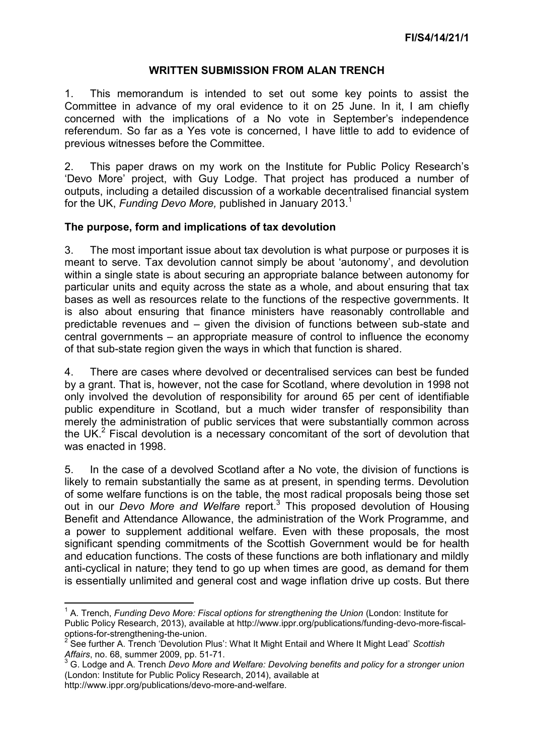**FI/S4/14/21/1**

## WRITTEN SUBMISSION FROM ALAN TRENCH

1. This memorandum is intended to set out some key points to assist the Committee in advance of my oral evidence to it on 25 June. In it, I am chiefly concerned with the implications of a No vote in September's independence referendum. So far as a Yes vote is concerned, I have little to add to evidence of previous witnesses before the Committee.

2. This paper draws on my work on the Institute for Public Policy Research's 'Devo More' project, with Guy Lodge. That project has produced a number of outputs, including a detailed discussion of a workable decentralised financial system for the UK, *Funding Devo More,* published in January 2013.[1]

### The purpose, form and implications of tax devolution

3. The most important issue about tax devolution is what purpose or purposes it is meant to serve. Tax devolution cannot simply be about 'autonomy', and devolution within a single state is about securing an appropriate balance between autonomy for particular units and equity across the state as a whole, and about ensuring that tax bases as well as resources relate to the functions of the respective governments. It is also about ensuring that finance ministers have reasonably controllable and predictable revenues and – given the division of functions between sub-state and central governments – an appropriate measure of control to influence the economy of that sub-state region given the ways in which that function is shared.

4. There are cases where devolved or decentralised services can best be funded by a grant. That is, however, not the case for Scotland, where devolution in 1998 not only involved the devolution of responsibility for around 65 per cent of identifiable public expenditure in Scotland, but a much wider transfer of responsibility than merely the administration of public services that were substantially common across the UK.[2] Fiscal devolution is a necessary concomitant of the sort of devolution that was enacted in 1998.

5. In the case of a devolved Scotland after a No vote, the division of functions is likely to remain substantially the same as at present, in spending terms. Devolution of some welfare functions is on the table, the most radical proposals being those set out in our *Devo More and Welfare* report.[3] This proposed devolution of Housing Benefit and Attendance Allowance, the administration of the Work Programme, and a power to supplement additional welfare. Even with these proposals, the most significant spending commitments of the Scottish Government would be for health and education functions. The costs of these functions are both inflationary and mildly anti-cyclical in nature; they tend to go up when times are good, as demand for them is essentially unlimited and general cost and wage inflation drive up costs. But there

---

[1] A. Trench, *Funding Devo More: Fiscal options for strengthening the Union* (London: Institute for Public Policy Research, 2013), available at http://www.ippr.org/publications/funding-devo-more-fiscal-options-for-strengthening-the-union.

[2] See further A. Trench 'Devolution Plus': What It Might Entail and Where It Might Lead' *Scottish Affairs*, no. 68, summer 2009, pp. 51-71.

[3] G. Lodge and A. Trench *Devo More and Welfare: Devolving benefits and policy for a stronger union* (London: Institute for Public Policy Research, 2014), available at http://www.ippr.org/publications/devo-more-and-welfare.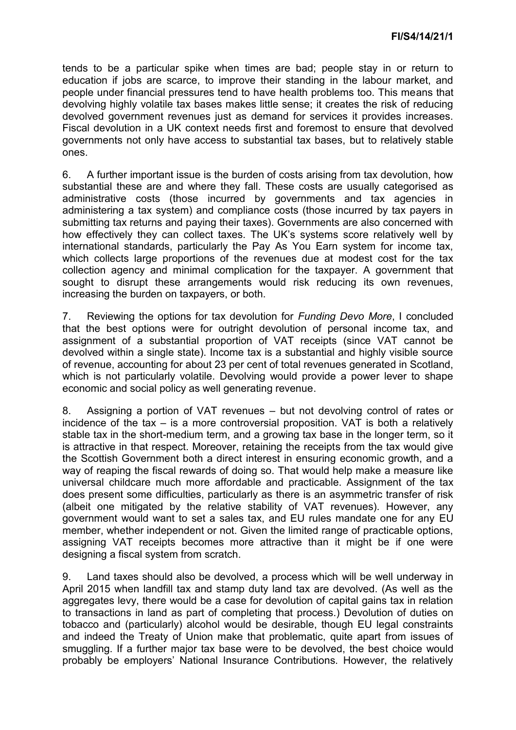tends to be a particular spike when times are bad; people stay in or return to education if jobs are scarce, to improve their standing in the labour market, and people under financial pressures tend to have health problems too. This means that devolving highly volatile tax bases makes little sense; it creates the risk of reducing devolved government revenues just as demand for services it provides increases. Fiscal devolution in a UK context needs first and foremost to ensure that devolved governments not only have access to substantial tax bases, but to relatively stable ones.

6. A further important issue is the burden of costs arising from tax devolution, how substantial these are and where they fall. These costs are usually categorised as administrative costs (those incurred by governments and tax agencies in administering a tax system) and compliance costs (those incurred by tax payers in submitting tax returns and paying their taxes). Governments are also concerned with how effectively they can collect taxes. The UK's systems score relatively well by international standards, particularly the Pay As You Earn system for income tax, which collects large proportions of the revenues due at modest cost for the tax collection agency and minimal complication for the taxpayer. A government that sought to disrupt these arrangements would risk reducing its own revenues, increasing the burden on taxpayers, or both.

7. Reviewing the options for tax devolution for *Funding Devo More*, I concluded that the best options were for outright devolution of personal income tax, and assignment of a substantial proportion of VAT receipts (since VAT cannot be devolved within a single state). Income tax is a substantial and highly visible source of revenue, accounting for about 23 per cent of total revenues generated in Scotland, which is not particularly volatile. Devolving would provide a power lever to shape economic and social policy as well generating revenue.

8. Assigning a portion of VAT revenues – but not devolving control of rates or incidence of the tax – is a more controversial proposition. VAT is both a relatively stable tax in the short-medium term, and a growing tax base in the longer term, so it is attractive in that respect. Moreover, retaining the receipts from the tax would give the Scottish Government both a direct interest in ensuring economic growth, and a way of reaping the fiscal rewards of doing so. That would help make a measure like universal childcare much more affordable and practicable. Assignment of the tax does present some difficulties, particularly as there is an asymmetric transfer of risk (albeit one mitigated by the relative stability of VAT revenues). However, any government would want to set a sales tax, and EU rules mandate one for any EU member, whether independent or not. Given the limited range of practicable options, assigning VAT receipts becomes more attractive than it might be if one were designing a fiscal system from scratch.

9. Land taxes should also be devolved, a process which will be well underway in April 2015 when landfill tax and stamp duty land tax are devolved. (As well as the aggregates levy, there would be a case for devolution of capital gains tax in relation to transactions in land as part of completing that process.) Devolution of duties on tobacco and (particularly) alcohol would be desirable, though EU legal constraints and indeed the Treaty of Union make that problematic, quite apart from issues of smuggling. If a further major tax base were to be devolved, the best choice would probably be employers' National Insurance Contributions. However, the relatively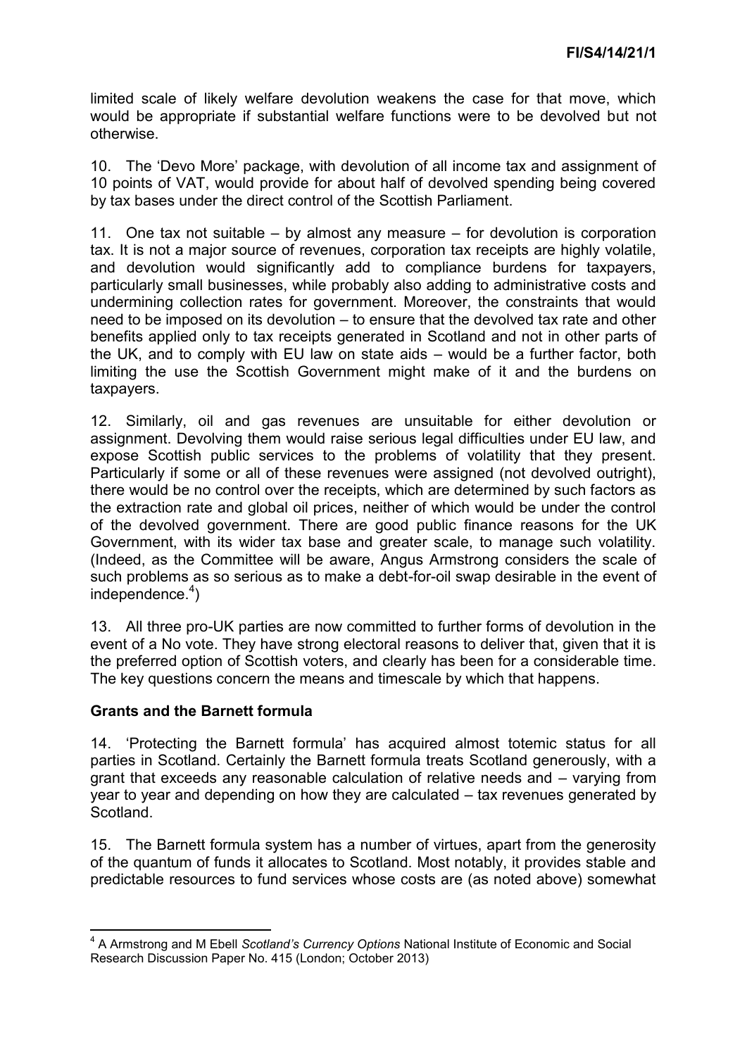limited scale of likely welfare devolution weakens the case for that move, which would be appropriate if substantial welfare functions were to be devolved but not otherwise.

10. The 'Devo More' package, with devolution of all income tax and assignment of 10 points of VAT, would provide for about half of devolved spending being covered by tax bases under the direct control of the Scottish Parliament.

11. One tax not suitable – by almost any measure – for devolution is corporation tax. It is not a major source of revenues, corporation tax receipts are highly volatile, and devolution would significantly add to compliance burdens for taxpayers, particularly small businesses, while probably also adding to administrative costs and undermining collection rates for government. Moreover, the constraints that would need to be imposed on its devolution – to ensure that the devolved tax rate and other benefits applied only to tax receipts generated in Scotland and not in other parts of the UK, and to comply with EU law on state aids – would be a further factor, both limiting the use the Scottish Government might make of it and the burdens on taxpayers.

12. Similarly, oil and gas revenues are unsuitable for either devolution or assignment. Devolving them would raise serious legal difficulties under EU law, and expose Scottish public services to the problems of volatility that they present. Particularly if some or all of these revenues were assigned (not devolved outright), there would be no control over the receipts, which are determined by such factors as the extraction rate and global oil prices, neither of which would be under the control of the devolved government. There are good public finance reasons for the UK Government, with its wider tax base and greater scale, to manage such volatility. (Indeed, as the Committee will be aware, Angus Armstrong considers the scale of such problems as so serious as to make a debt-for-oil swap desirable in the event of independence.[4])

13. All three pro-UK parties are now committed to further forms of devolution in the event of a No vote. They have strong electoral reasons to deliver that, given that it is the preferred option of Scottish voters, and clearly has been for a considerable time. The key questions concern the means and timescale by which that happens.

**Grants and the Barnett formula**

14. 'Protecting the Barnett formula' has acquired almost totemic status for all parties in Scotland. Certainly the Barnett formula treats Scotland generously, with a grant that exceeds any reasonable calculation of relative needs and – varying from year to year and depending on how they are calculated – tax revenues generated by Scotland.

15. The Barnett formula system has a number of virtues, apart from the generosity of the quantum of funds it allocates to Scotland. Most notably, it provides stable and predictable resources to fund services whose costs are (as noted above) somewhat

[4] A Armstrong and M Ebell *Scotland's Currency Options* National Institute of Economic and Social Research Discussion Paper No. 415 (London; October 2013)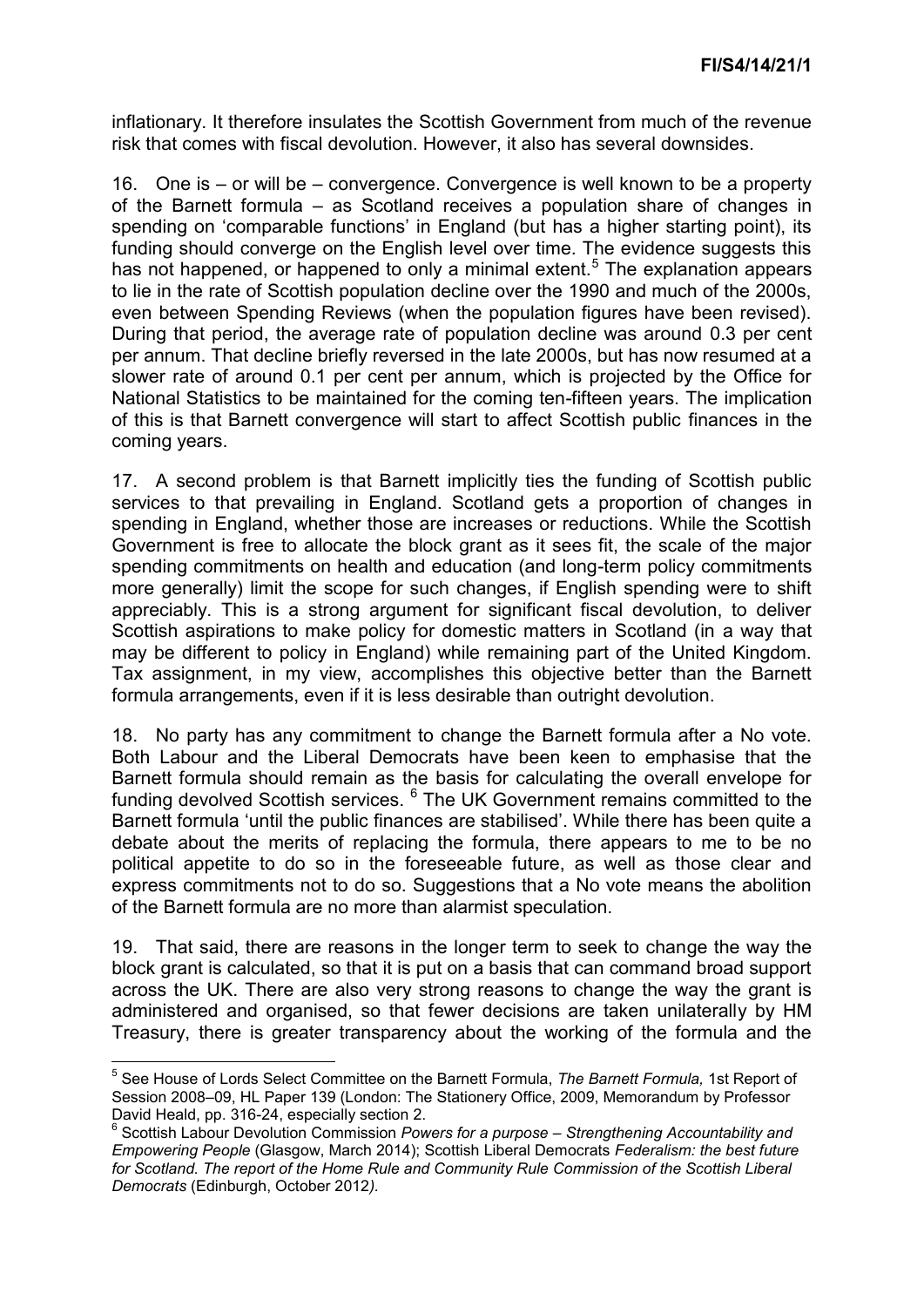inflationary. It therefore insulates the Scottish Government from much of the revenue risk that comes with fiscal devolution. However, it also has several downsides.

16. One is – or will be – convergence. Convergence is well known to be a property of the Barnett formula – as Scotland receives a population share of changes in spending on 'comparable functions' in England (but has a higher starting point), its funding should converge on the English level over time. The evidence suggests this has not happened, or happened to only a minimal extent.[5] The explanation appears to lie in the rate of Scottish population decline over the 1990 and much of the 2000s, even between Spending Reviews (when the population figures have been revised). During that period, the average rate of population decline was around 0.3 per cent per annum. That decline briefly reversed in the late 2000s, but has now resumed at a slower rate of around 0.1 per cent per annum, which is projected by the Office for National Statistics to be maintained for the coming ten-fifteen years. The implication of this is that Barnett convergence will start to affect Scottish public finances in the coming years.

17. A second problem is that Barnett implicitly ties the funding of Scottish public services to that prevailing in England. Scotland gets a proportion of changes in spending in England, whether those are increases or reductions. While the Scottish Government is free to allocate the block grant as it sees fit, the scale of the major spending commitments on health and education (and long-term policy commitments more generally) limit the scope for such changes, if English spending were to shift appreciably. This is a strong argument for significant fiscal devolution, to deliver Scottish aspirations to make policy for domestic matters in Scotland (in a way that may be different to policy in England) while remaining part of the United Kingdom. Tax assignment, in my view, accomplishes this objective better than the Barnett formula arrangements, even if it is less desirable than outright devolution.

18. No party has any commitment to change the Barnett formula after a No vote. Both Labour and the Liberal Democrats have been keen to emphasise that the Barnett formula should remain as the basis for calculating the overall envelope for funding devolved Scottish services. [6] The UK Government remains committed to the Barnett formula 'until the public finances are stabilised'. While there has been quite a debate about the merits of replacing the formula, there appears to me to be no political appetite to do so in the foreseeable future, as well as those clear and express commitments not to do so. Suggestions that a No vote means the abolition of the Barnett formula are no more than alarmist speculation.

19. That said, there are reasons in the longer term to seek to change the way the block grant is calculated, so that it is put on a basis that can command broad support across the UK. There are also very strong reasons to change the way the grant is administered and organised, so that fewer decisions are taken unilaterally by HM Treasury, there is greater transparency about the working of the formula and the

---

[5] See House of Lords Select Committee on the Barnett Formula, *The Barnett Formula,* 1st Report of Session 2008–09, HL Paper 139 (London: The Stationery Office, 2009, Memorandum by Professor David Heald, pp. 316-24, especially section 2.

[6] Scottish Labour Devolution Commission *Powers for a purpose – Strengthening Accountability and Empowering People* (Glasgow, March 2014); Scottish Liberal Democrats *Federalism: the best future for Scotland. The report of the Home Rule and Community Rule Commission of the Scottish Liberal Democrats* (Edinburgh, October 2012).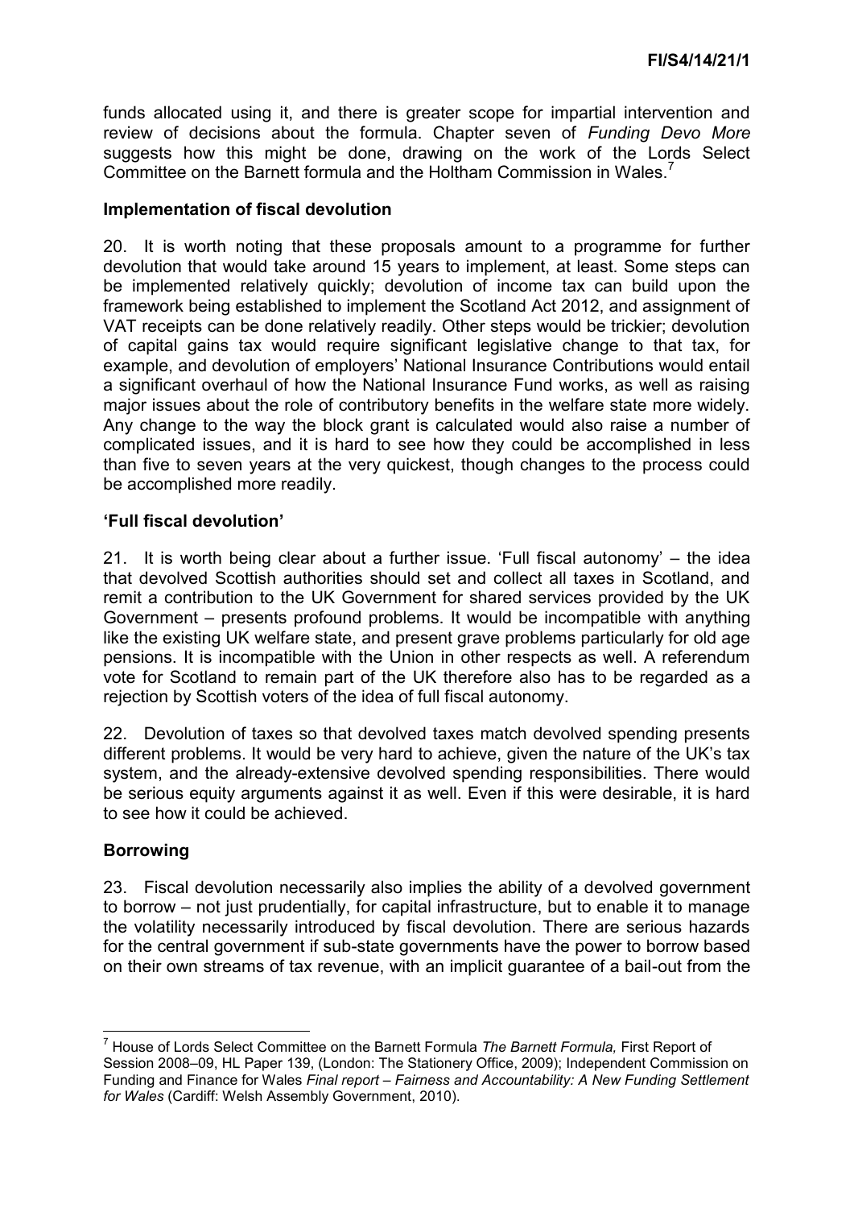funds allocated using it, and there is greater scope for impartial intervention and review of decisions about the formula. Chapter seven of *Funding Devo More* suggests how this might be done, drawing on the work of the Lords Select Committee on the Barnett formula and the Holtham Commission in Wales.[7]

### Implementation of fiscal devolution

20. It is worth noting that these proposals amount to a programme for further devolution that would take around 15 years to implement, at least. Some steps can be implemented relatively quickly; devolution of income tax can build upon the framework being established to implement the Scotland Act 2012, and assignment of VAT receipts can be done relatively readily. Other steps would be trickier; devolution of capital gains tax would require significant legislative change to that tax, for example, and devolution of employers' National Insurance Contributions would entail a significant overhaul of how the National Insurance Fund works, as well as raising major issues about the role of contributory benefits in the welfare state more widely. Any change to the way the block grant is calculated would also raise a number of complicated issues, and it is hard to see how they could be accomplished in less than five to seven years at the very quickest, though changes to the process could be accomplished more readily.

### 'Full fiscal devolution'

21. It is worth being clear about a further issue. 'Full fiscal autonomy' – the idea that devolved Scottish authorities should set and collect all taxes in Scotland, and remit a contribution to the UK Government for shared services provided by the UK Government – presents profound problems. It would be incompatible with anything like the existing UK welfare state, and present grave problems particularly for old age pensions. It is incompatible with the Union in other respects as well. A referendum vote for Scotland to remain part of the UK therefore also has to be regarded as a rejection by Scottish voters of the idea of full fiscal autonomy.

22. Devolution of taxes so that devolved taxes match devolved spending presents different problems. It would be very hard to achieve, given the nature of the UK's tax system, and the already-extensive devolved spending responsibilities. There would be serious equity arguments against it as well. Even if this were desirable, it is hard to see how it could be achieved.

### Borrowing

23. Fiscal devolution necessarily also implies the ability of a devolved government to borrow – not just prudentially, for capital infrastructure, but to enable it to manage the volatility necessarily introduced by fiscal devolution. There are serious hazards for the central government if sub-state governments have the power to borrow based on their own streams of tax revenue, with an implicit guarantee of a bail-out from the

---

[7] House of Lords Select Committee on the Barnett Formula *The Barnett Formula,* First Report of Session 2008–09, HL Paper 139, (London: The Stationery Office, 2009); Independent Commission on Funding and Finance for Wales *Final report – Fairness and Accountability: A New Funding Settlement for Wales* (Cardiff: Welsh Assembly Government, 2010).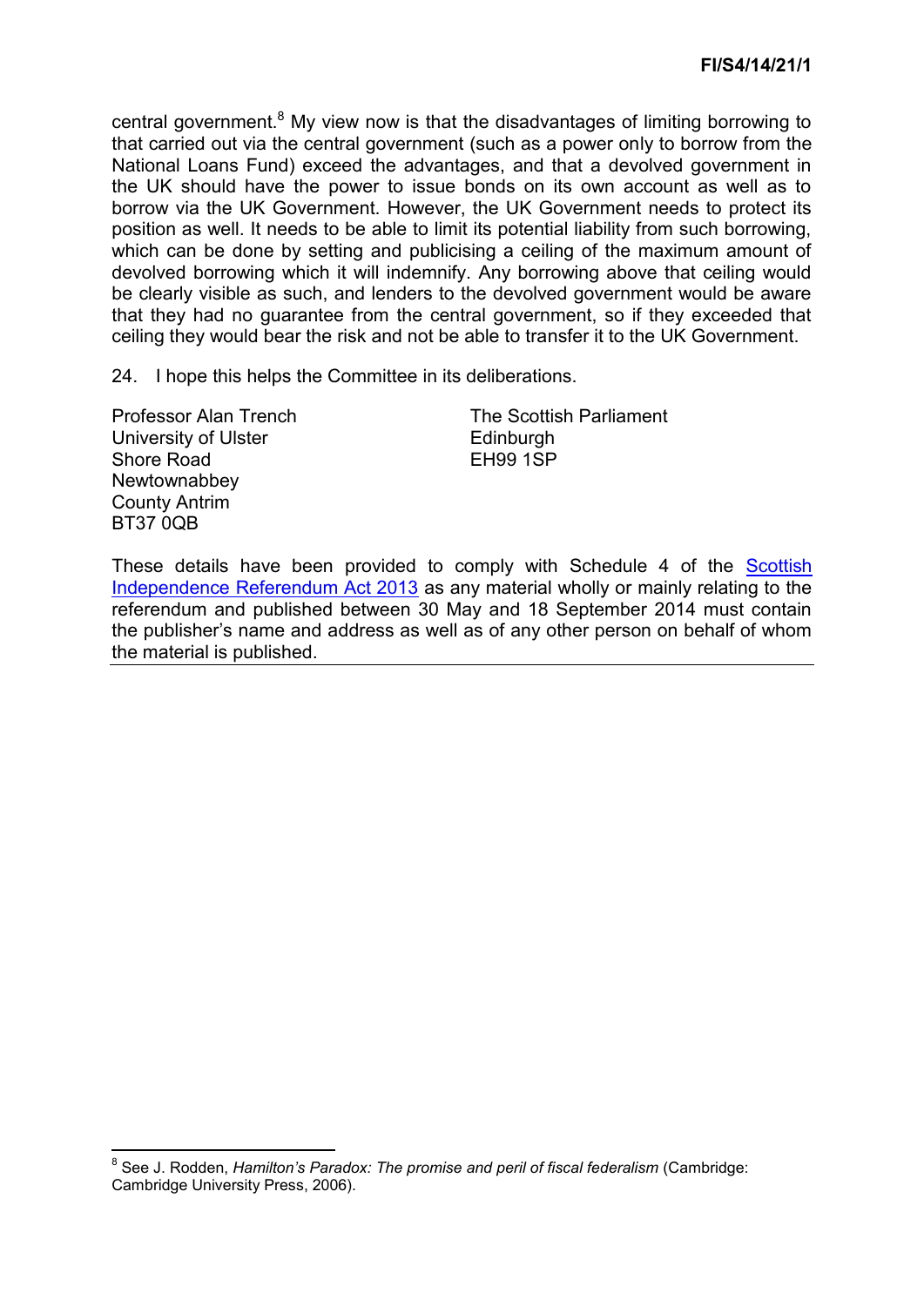central government.[8] My view now is that the disadvantages of limiting borrowing to that carried out via the central government (such as a power only to borrow from the National Loans Fund) exceed the advantages, and that a devolved government in the UK should have the power to issue bonds on its own account as well as to borrow via the UK Government. However, the UK Government needs to protect its position as well. It needs to be able to limit its potential liability from such borrowing, which can be done by setting and publicising a ceiling of the maximum amount of devolved borrowing which it will indemnify. Any borrowing above that ceiling would be clearly visible as such, and lenders to the devolved government would be aware that they had no guarantee from the central government, so if they exceeded that ceiling they would bear the risk and not be able to transfer it to the UK Government.

24. I hope this helps the Committee in its deliberations.

Professor Alan Trench
University of Ulster
Shore Road
Newtownabbey
County Antrim
BT37 0QB

The Scottish Parliament
Edinburgh
EH99 1SP

These details have been provided to comply with Schedule 4 of the Scottish Independence Referendum Act 2013 as any material wholly or mainly relating to the referendum and published between 30 May and 18 September 2014 must contain the publisher's name and address as well as of any other person on behalf of whom the material is published.

---

[8] See J. Rodden, *Hamilton's Paradox: The promise and peril of fiscal federalism* (Cambridge: Cambridge University Press, 2006).